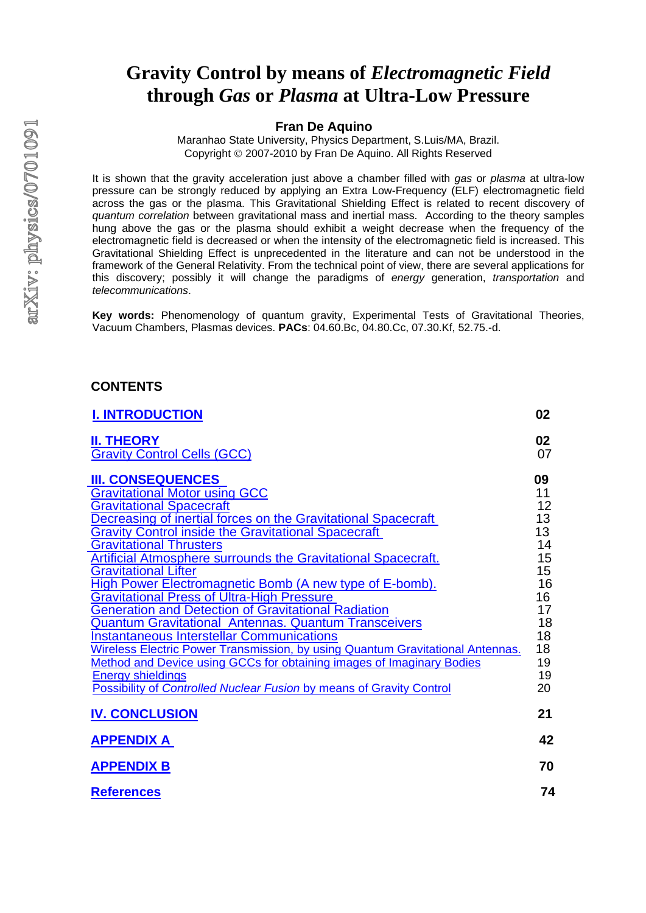# Gravity Control by means of *Electromagnetic Field* through *Gas* or *Plasma* at Ultra-Low Pressure

**Fran De Aquino**

Maranhao State University, Physics Department, S.Luis/MA, Brazil.
Copyright © 2007-2010 by Fran De Aquino. All Rights Reserved

It is shown that the gravity acceleration just above a chamber filled with *gas* or *plasma* at ultra-low pressure can be strongly reduced by applying an Extra Low-Frequency (ELF) electromagnetic field across the gas or the plasma. This Gravitational Shielding Effect is related to recent discovery of *quantum correlation* between gravitational mass and inertial mass. According to the theory samples hung above the gas or the plasma should exhibit a weight decrease when the frequency of the electromagnetic field is decreased or when the intensity of the electromagnetic field is increased. This Gravitational Shielding Effect is unprecedented in the literature and can not be understood in the framework of the General Relativity. From the technical point of view, there are several applications for this discovery; possibly it will change the paradigms of *energy* generation, *transportation* and *telecommunications*.

**Key words:** Phenomenology of quantum gravity, Experimental Tests of Gravitational Theories, Vacuum Chambers, Plasmas devices. **PACs**: 04.60.Bc, 04.80.Cc, 07.30.Kf, 52.75.-d.

**CONTENTS**

| | |
|---|---|
| **I. INTRODUCTION** | **02** |
| **II. THEORY** | **02** |
| Gravity Control Cells (GCC) | 07 |
| **III. CONSEQUENCES** | **09** |
| Gravitational Motor using GCC | 11 |
| Gravitational Spacecraft | 12 |
| Decreasing of inertial forces on the Gravitational Spacecraft | 13 |
| Gravity Control inside the Gravitational Spacecraft | 13 |
| Gravitational Thrusters | 14 |
| Artificial Atmosphere surrounds the Gravitational Spacecraft. | 15 |
| Gravitational Lifter | 15 |
| High Power Electromagnetic Bomb (A new type of E-bomb). | 16 |
| Gravitational Press of Ultra-High Pressure | 16 |
| Generation and Detection of Gravitational Radiation | 17 |
| Quantum Gravitational Antennas. Quantum Transceivers | 18 |
| Instantaneous Interstellar Communications | 18 |
| Wireless Electric Power Transmission, by using Quantum Gravitational Antennas. | 18 |
| Method and Device using GCCs for obtaining images of Imaginary Bodies | 19 |
| Energy shieldings | 19 |
| Possibility of *Controlled Nuclear Fusion* by means of Gravity Control | 20 |
| **IV. CONCLUSION** | **21** |
| **APPENDIX A** | **42** |
| **APPENDIX B** | **70** |
| **References** | **74** |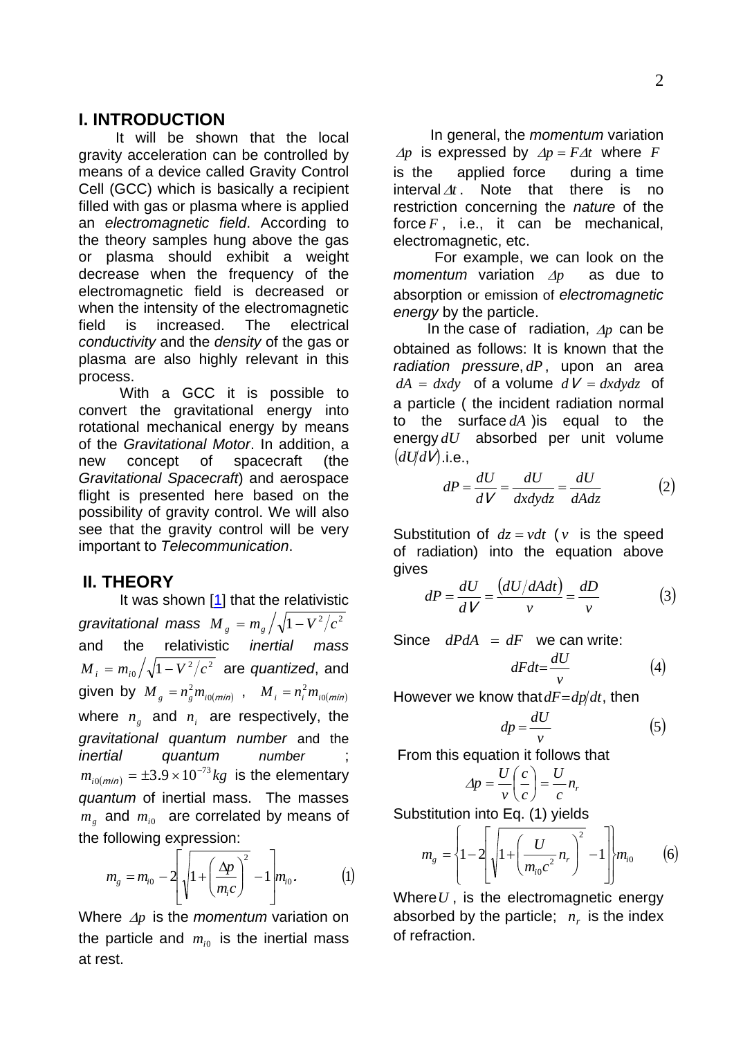## I. INTRODUCTION

It will be shown that the local gravity acceleration can be controlled by means of a device called Gravity Control Cell (GCC) which is basically a recipient filled with gas or plasma where is applied an *electromagnetic field*. According to the theory samples hung above the gas or plasma should exhibit a weight decrease when the frequency of the electromagnetic field is decreased or when the intensity of the electromagnetic field is increased. The electrical *conductivity* and the *density* of the gas or plasma are also highly relevant in this process.

With a GCC it is possible to convert the gravitational energy into rotational mechanical energy by means of the *Gravitational Motor*. In addition, a new concept of spacecraft (the *Gravitational Spacecraft*) and aerospace flight is presented here based on the possibility of gravity control. We will also see that the gravity control will be very important to *Telecommunication*.

## II. THEORY

It was shown [1] that the relativistic *gravitational mass* $M_g = m_g \Big/ \sqrt{1 - V^2/c^2}$ and the relativistic *inertial mass* $M_i = m_{i0} \Big/ \sqrt{1 - V^2/c^2}$ are *quantized*, and given by $M_g = n_g^2 m_{i0(min)}$ , $M_i = n_i^2 m_{i0(min)}$ where $n_g$ and $n_i$ are respectively, the *gravitational quantum number* and the *inertial quantum number* ; $m_{i0(min)} = \pm 3.9 \times 10^{-73} kg$ is the elementary *quantum* of inertial mass. The masses $m_g$ and $m_{i0}$ are correlated by means of the following expression:

$$m_g = m_{i0} - 2\left[\sqrt{1 + \left(\frac{\Delta p}{m_i c}\right)^2} - 1\right] m_{i0} . \qquad (1)$$

Where $\Delta p$ is the *momentum* variation on the particle and $m_{i0}$ is the inertial mass at rest.

In general, the *momentum* variation $\Delta p$ is expressed by $\Delta p = F\Delta t$ where $F$ is the applied force during a time interval $\Delta t$ . Note that there is no restriction concerning the *nature* of the force $F$ , i.e., it can be mechanical, electromagnetic, etc.

For example, we can look on the *momentum* variation $\Delta p$ as due to absorption or emission of *electromagnetic energy* by the particle.

In the case of radiation, $\Delta p$ can be obtained as follows: It is known that the *radiation pressure*, $dP$ , upon an area $dA = dxdy$ of a volume $dV = dxdydz$ of a particle ( the incident radiation normal to the surface $dA$ )is equal to the energy $dU$ absorbed per unit volume $(dU/dV)$ .i.e.,

$$dP = \frac{dU}{dV} = \frac{dU}{dxdydz} = \frac{dU}{dAdz} \qquad (2)$$

Substitution of $dz = vdt$ ( $v$ is the speed of radiation) into the equation above gives

$$dP = \frac{dU}{dV} = \frac{(dU/dAdt)}{v} = \frac{dD}{v} \qquad (3)$$

Since $dPdA = dF$ we can write:

$$dFdt = \frac{dU}{v} \qquad (4)$$

However we know that $dF = dp/dt$, then

$$dp = \frac{dU}{v} \qquad (5)$$

From this equation it follows that

$$\Delta p = \frac{U}{v}\left(\frac{c}{c}\right) = \frac{U}{c} n_r$$

Substitution into Eq. (1) yields

$$m_g = \left\{1 - 2\left[\sqrt{1 + \left(\frac{U}{m_{i0} c^2} n_r\right)^2} - 1\right]\right\} m_{i0} \qquad (6)$$

Where $U$ , is the electromagnetic energy absorbed by the particle; $n_r$ is the index of refraction.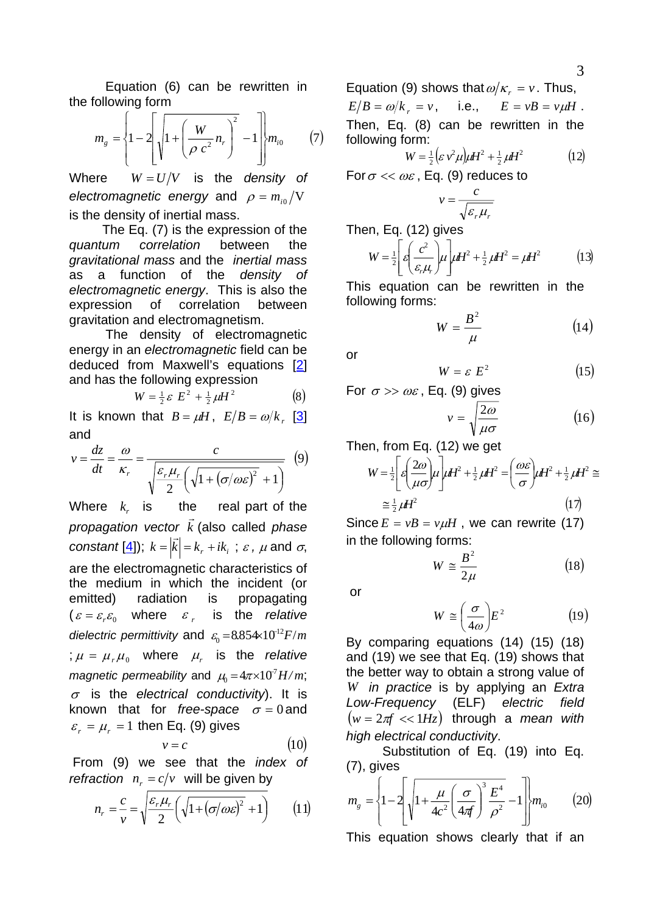Equation (6) can be rewritten in the following form

$$m_g = \left\{1 - 2\left[\sqrt{1+\left(\frac{W}{\rho\, c^2} n_r\right)^2} - 1\right]\right\} m_{i0} \qquad (7)$$

Where $W = U/V$ is the *density of electromagnetic energy* and $\rho = m_{i0}/V$ is the density of inertial mass.

The Eq. (7) is the expression of the *quantum correlation* between the *gravitational mass* and the *inertial mass* as a function of the *density of electromagnetic energy*. This is also the expression of correlation between gravitation and electromagnetism.

The density of electromagnetic energy in an *electromagnetic* field can be deduced from Maxwell's equations [2] and has the following expression

$$W = \tfrac{1}{2}\varepsilon\, E^2 + \tfrac{1}{2}\mu H^2 \qquad (8)$$

It is known that $B = \mu H$, $E/B = \omega/k_r$ [3] and

$$v = \frac{dz}{dt} = \frac{\omega}{\kappa_r} = \frac{c}{\sqrt{\frac{\varepsilon_r \mu_r}{2}\left(\sqrt{1+(\sigma/\omega\varepsilon)^2}+1\right)}} \qquad (9)$$

Where $k_r$ is the real part of the *propagation vector* $\vec{k}$ (also called *phase constant* [4]); $k = \left|\vec{k}\right| = k_r + ik_i$ ; $\varepsilon$, $\mu$ and $\sigma$, are the electromagnetic characteristics of the medium in which the incident (or emitted) radiation is propagating ($\varepsilon = \varepsilon_r \varepsilon_0$ where $\varepsilon_r$ is the *relative dielectric permittivity* and $\varepsilon_0 = 8.854\times10^{-12} F/m$ ; $\mu = \mu_r \mu_0$ where $\mu_r$ is the *relative magnetic permeability* and $\mu_0 = 4\pi\times10^{-7} H/m$; $\sigma$ is the *electrical conductivity*). It is known that for *free-space* $\sigma = 0$ and $\varepsilon_r = \mu_r = 1$ then Eq. (9) gives

$$v = c \qquad (10)$$

From (9) we see that the *index of refraction* $n_r = c/v$ will be given by

$$n_r = \frac{c}{v} = \sqrt{\frac{\varepsilon_r \mu_r}{2}\left(\sqrt{1+(\sigma/\omega\varepsilon)^2}+1\right)} \qquad (11)$$

Equation (9) shows that $\omega/\kappa_r = v$. Thus, $E/B = \omega/k_r = v$, i.e., $E = vB = v\mu H$. Then, Eq. (8) can be rewritten in the following form:

$$W = \tfrac{1}{2}\left(\varepsilon\, v^2 \mu\right)\mu H^2 + \tfrac{1}{2}\mu H^2 \qquad (12)$$

For $\sigma << \omega\varepsilon$, Eq. (9) reduces to

$$v = \frac{c}{\sqrt{\varepsilon_r \mu_r}}$$

Then, Eq. (12) gives

$$W = \tfrac{1}{2}\left[\varepsilon\left(\frac{c^2}{\varepsilon_r \mu_r}\right)\mu\right]\mu H^2 + \tfrac{1}{2}\mu H^2 = \mu H^2 \qquad (13)$$

This equation can be rewritten in the following forms:

$$W = \frac{B^2}{\mu} \qquad (14)$$

or

$$W = \varepsilon\, E^2 \qquad (15)$$

For $\sigma >> \omega\varepsilon$, Eq. (9) gives

$$v = \sqrt{\frac{2\omega}{\mu\sigma}} \qquad (16)$$

Then, from Eq. (12) we get

$$W = \tfrac{1}{2}\left[\varepsilon\left(\frac{2\omega}{\mu\sigma}\right)\mu\right]\mu H^2 + \tfrac{1}{2}\mu H^2 = \left(\frac{\omega\varepsilon}{\sigma}\right)\mu H^2 + \tfrac{1}{2}\mu H^2 \cong$$

$$\cong \tfrac{1}{2}\mu H^2 \qquad (17)$$

Since $E = vB = v\mu H$, we can rewrite (17) in the following forms:

$$W \cong \frac{B^2}{2\mu} \qquad (18)$$

or

$$W \cong \left(\frac{\sigma}{4\omega}\right)E^2 \qquad (19)$$

By comparing equations (14) (15) (18) and (19) we see that Eq. (19) shows that the better way to obtain a strong value of $W$ *in practice* is by applying an *Extra Low-Frequency* (ELF) *electric field* $(w = 2\pi f << 1Hz)$ through a *mean with high electrical conductivity*.

Substitution of Eq. (19) into Eq. (7), gives

$$m_g = \left\{1 - 2\left[\sqrt{1+\frac{\mu}{4c^2}\left(\frac{\sigma}{4\pi f}\right)^3 \frac{E^4}{\rho^2}} - 1\right]\right\} m_{i0} \qquad (20)$$

This equation shows clearly that if an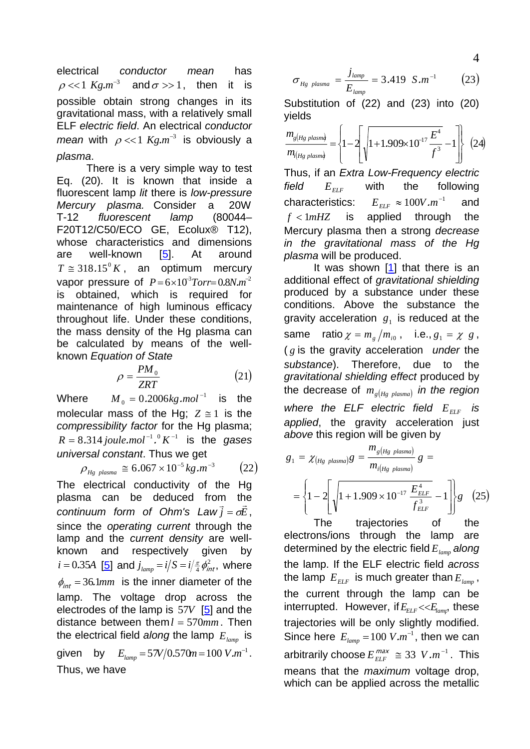electrical *conductor mean* has $\rho << 1\ Kg.m^{-3}$ and $\sigma >> 1$, then it is possible obtain strong changes in its gravitational mass, with a relatively small ELF *electric field*. An electrical *conductor mean* with $\rho << 1\ Kg.m^{-3}$ is obviously a *plasma*.

There is a very simple way to test Eq. (20). It is known that inside a fluorescent lamp *lit* there is *low-pressure Mercury plasma.* Consider a 20W T-12 *fluorescent lamp* (80044–F20T12/C50/ECO GE, Ecolux® T12), whose characteristics and dimensions are well-known [5]. At around $T \cong 318.15^0 K$, an optimum mercury vapor pressure of $P = 6\times10^{-3} Torr = 0.8 N.m^{-2}$ is obtained, which is required for maintenance of high luminous efficacy throughout life. Under these conditions, the mass density of the Hg plasma can be calculated by means of the well-known *Equation of State*

$$\rho = \frac{PM_0}{ZRT} \qquad (21)$$

Where $M_0 = 0.2006 kg.mol^{-1}$ is the molecular mass of the Hg; $Z \cong 1$ is the *compressibility factor* for the Hg plasma; $R = 8.314\, joule.mol^{-1}.^0K^{-1}$ is the *gases universal constant*. Thus we get

$$\rho_{Hg\ plasma} \cong 6.067\times10^{-5} kg.m^{-3} \qquad (22)$$

The electrical conductivity of the Hg plasma can be deduced from the *continuum form of Ohm's Law* $\vec{j} = \sigma\vec{E}$, since the *operating current* through the lamp and the *current density* are well-known and respectively given by $i = 0.35A$ [5] and $j_{lamp} = i/S = i/\frac{\pi}{4}\phi_{int}^2$, where $\phi_{int} = 36.1mm$ is the inner diameter of the lamp. The voltage drop across the electrodes of the lamp is $57V$ [5] and the distance between them $l = 570mm$. Then the electrical field *along* the lamp $E_{lamp}$ is given by $E_{lamp} = 57V/0.570m = 100\ V.m^{-1}$. Thus, we have

$$\sigma_{Hg\ plasma} = \frac{j_{lamp}}{E_{lamp}} = 3.419\ \ S.m^{-1} \qquad (23)$$

Substitution of (22) and (23) into (20) yields

$$\frac{m_{g(Hg\ plasma)}}{m_{i(Hg\ plasma)}} = \left\{1 - 2\left[\sqrt{1 + 1.909\times10^{-17}\frac{E^4}{f^3}} - 1\right]\right\} \qquad (24)$$

Thus, if an *Extra Low-Frequency electric field* $E_{ELF}$ with the following characteristics: $E_{ELF} \approx 100 V.m^{-1}$ and $f < 1mHZ$ is applied through the Mercury plasma then a strong *decrease in the gravitational mass of the Hg plasma* will be produced.

It was shown [1] that there is an additional effect of *gravitational shielding* produced by a substance under these conditions. Above the substance the gravity acceleration $g_1$ is reduced at the same ratio $\chi = m_g/m_{i0}$, i.e., $g_1 = \chi\ g$, ($g$ is the gravity acceleration *under* the *substance*). Therefore, due to the *gravitational shielding effect* produced by the decrease of $m_{g(Hg\ plasma)}$ *in the region where the ELF electric field* $E_{ELF}$ *is applied*, the gravity acceleration just *above* this region will be given by

$$g_1 = \chi_{(Hg\ plasma)}g = \frac{m_{g(Hg\ plasma)}}{m_{i(Hg\ plasma)}}g =$$

$$= \left\{1 - 2\left[\sqrt{1 + 1.909\times10^{-17}\frac{E_{ELF}^4}{f_{ELF}^3}} - 1\right]\right\}g \qquad (25)$$

The trajectories of the electrons/ions through the lamp are determined by the electric field $E_{lamp}$ *along* the lamp. If the ELF electric field *across* the lamp $E_{ELF}$ is much greater than $E_{lamp}$, the current through the lamp can be interrupted. However, if $E_{ELF} << E_{lamp}$, these trajectories will be only slightly modified. Since here $E_{lamp} = 100\ V.m^{-1}$, then we can arbitrarily choose $E_{ELF}^{max} \cong 33\ \ V.m^{-1}$. This means that the *maximum* voltage drop, which can be applied across the metallic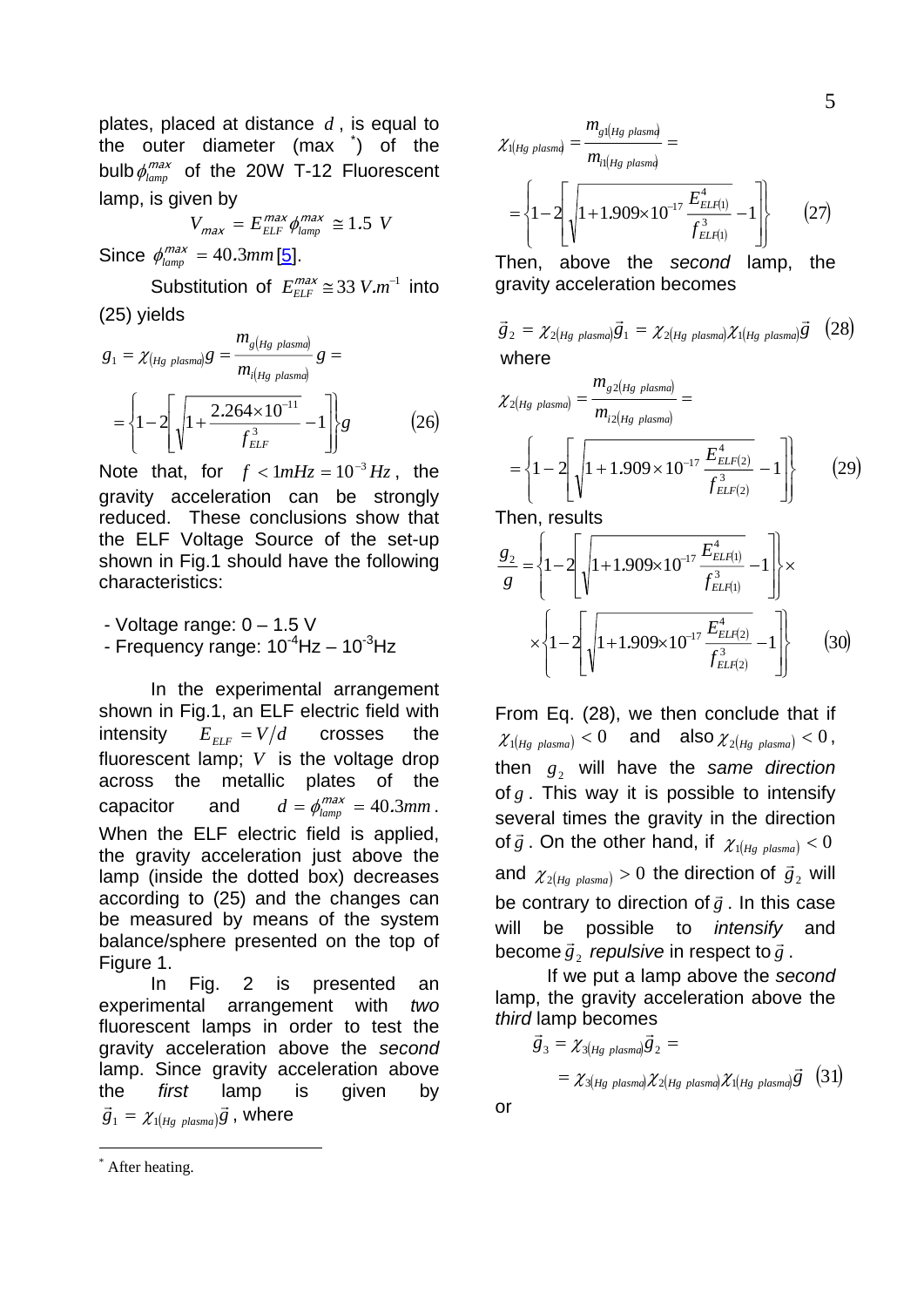plates, placed at distance $d$, is equal to the outer diameter (max [*]) of the bulb $\phi_{lamp}^{max}$ of the 20W T-12 Fluorescent lamp, is given by

$$V_{max} = E_{ELF}^{max}\phi_{lamp}^{max} \cong 1.5\ V$$

Since $\phi_{lamp}^{max} = 40.3mm$ [5].

Substitution of $E_{ELF}^{max} \cong 33\ V.m^{-1}$ into (25) yields

$$g_1 = \chi_{(Hg\ plasma)}g = \frac{m_{g(Hg\ plasma)}}{m_{i(Hg\ plasma)}}g = \\ = \left\{1 - 2\left[\sqrt{1 + \frac{2.264\times10^{-11}}{f_{ELF}^3}} - 1\right]\right\}g \qquad (26)$$

Note that, for $f < 1mHz = 10^{-3}Hz$, the gravity acceleration can be strongly reduced. These conclusions show that the ELF Voltage Source of the set-up shown in Fig.1 should have the following characteristics:

- Voltage range: 0 – 1.5 V
- Frequency range: $10^{-4}$Hz – $10^{-3}$Hz

In the experimental arrangement shown in Fig.1, an ELF electric field with intensity $E_{ELF} = V/d$ crosses the fluorescent lamp; $V$ is the voltage drop across the metallic plates of the capacitor and $d = \phi_{lamp}^{max} = 40.3mm$. When the ELF electric field is applied, the gravity acceleration just above the lamp (inside the dotted box) decreases according to (25) and the changes can be measured by means of the system balance/sphere presented on the top of Figure 1.

In Fig. 2 is presented an experimental arrangement with *two* fluorescent lamps in order to test the gravity acceleration above the *second* lamp. Since gravity acceleration above the *first* lamp is given by $\vec{g}_1 = \chi_{1(Hg\ plasma)}\vec{g}$, where

$$\chi_{1(Hg\ plasma)} = \frac{m_{g1(Hg\ plasma)}}{m_{i1(Hg\ plasma)}} = \\ = \left\{1 - 2\left[\sqrt{1 + 1.909\times10^{-17}\frac{E_{ELF(1)}^4}{f_{ELF(1)}^3}} - 1\right]\right\} \qquad (27)$$

Then, above the *second* lamp, the gravity acceleration becomes

$$\vec{g}_2 = \chi_{2(Hg\ plasma)}\vec{g}_1 = \chi_{2(Hg\ plasma)}\chi_{1(Hg\ plasma)}\vec{g} \qquad (28)$$

where

$$\chi_{2(Hg\ plasma)} = \frac{m_{g2(Hg\ plasma)}}{m_{i2(Hg\ plasma)}} = \\ = \left\{1 - 2\left[\sqrt{1 + 1.909\times10^{-17}\frac{E_{ELF(2)}^4}{f_{ELF(2)}^3}} - 1\right]\right\} \qquad (29)$$

Then, results

$$\frac{g_2}{g} = \left\{1 - 2\left[\sqrt{1 + 1.909\times10^{-17}\frac{E_{ELF(1)}^4}{f_{ELF(1)}^3}} - 1\right]\right\}\times \\ \times\left\{1 - 2\left[\sqrt{1 + 1.909\times10^{-17}\frac{E_{ELF(2)}^4}{f_{ELF(2)}^3}} - 1\right]\right\} \qquad (30)$$

From Eq. (28), we then conclude that if $\chi_{1(Hg\ plasma)} < 0$ and also $\chi_{2(Hg\ plasma)} < 0$, then $g_2$ will have the *same direction* of $g$. This way it is possible to intensify several times the gravity in the direction of $\vec{g}$. On the other hand, if $\chi_{1(Hg\ plasma)} < 0$ and $\chi_{2(Hg\ plasma)} > 0$ the direction of $\vec{g}_2$ will be contrary to direction of $\vec{g}$. In this case will be possible to *intensify* and become $\vec{g}_2$ *repulsive* in respect to $\vec{g}$.

If we put a lamp above the *second* lamp, the gravity acceleration above the *third* lamp becomes

$$\vec{g}_3 = \chi_{3(Hg\ plasma)}\vec{g}_2 = \\ = \chi_{3(Hg\ plasma)}\chi_{2(Hg\ plasma)}\chi_{1(Hg\ plasma)}\vec{g} \qquad (31)$$

or

[*] After heating.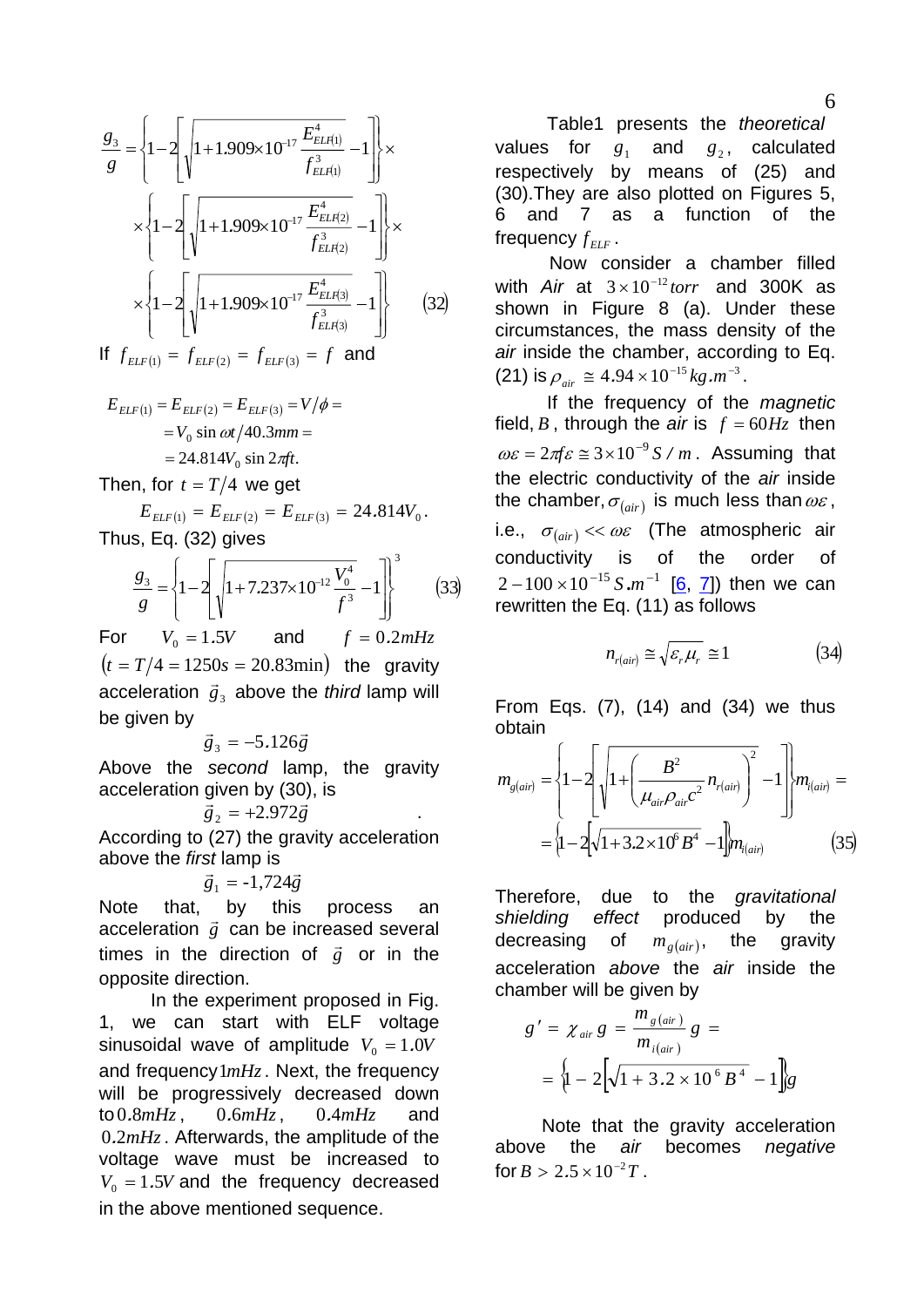$$\frac{g_3}{g}=\left\{1-2\left[\sqrt{1+1.909\times10^{-17}\frac{E^4_{ELF(1)}}{f^3_{ELF(1)}}}-1\right]\right\}\times$$

$$\times\left\{1-2\left[\sqrt{1+1.909\times10^{-17}\frac{E^4_{ELF(2)}}{f^3_{ELF(2)}}}-1\right]\right\}\times$$

$$\times\left\{1-2\left[\sqrt{1+1.909\times10^{-17}\frac{E^4_{ELF(3)}}{f^3_{ELF(3)}}}-1\right]\right\} \qquad (32)$$

If $f_{ELF(1)} = f_{ELF(2)} = f_{ELF(3)} = f$ and

$$E_{ELF(1)}=E_{ELF(2)}=E_{ELF(3)}=V/\phi= \\ =V_0\sin\omega t/40.3mm= \\ =24.814V_0\sin 2\pi ft.$$

Then, for $t = T/4$ we get

$$E_{ELF(1)} = E_{ELF(2)} = E_{ELF(3)} = 24.814V_0.$$

Thus, Eq. (32) gives

$$\frac{g_3}{g}=\left\{1-2\left[\sqrt{1+7.237\times10^{-12}\frac{V_0^4}{f^3}}-1\right]\right\}^3 \qquad (33)$$

For $V_0 = 1.5V$ and $f = 0.2mHz$ $(t = T/4 = 1250s = 20.83\min)$ the gravity acceleration $\vec{g}_3$ above the *third* lamp will be given by

$$\vec{g}_3 = -5.126\vec{g}$$

Above the *second* lamp, the gravity acceleration given by (30), is

$$\vec{g}_2 = +2.972\vec{g}$$

According to (27) the gravity acceleration above the *first* lamp is

$$\vec{g}_1 = -1{,}724\vec{g}$$

Note that, by this process an acceleration $\vec{g}$ can be increased several times in the direction of $\vec{g}$ or in the opposite direction.

In the experiment proposed in Fig. 1, we can start with ELF voltage sinusoidal wave of amplitude $V_0 = 1.0V$ and frequency $1mHz$. Next, the frequency will be progressively decreased down to $0.8mHz$, $0.6mHz$, $0.4mHz$ and $0.2mHz$. Afterwards, the amplitude of the voltage wave must be increased to $V_0 = 1.5V$ and the frequency decreased in the above mentioned sequence.

Table1 presents the *theoretical* values for $g_1$ and $g_2$, calculated respectively by means of (25) and (30).They are also plotted on Figures 5, 6 and 7 as a function of the frequency $f_{ELF}$.

Now consider a chamber filled with *Air* at $3\times10^{-12}torr$ and 300K as shown in Figure 8 (a). Under these circumstances, the mass density of the *air* inside the chamber, according to Eq. (21) is $\rho_{air} \cong 4.94\times10^{-15}kg.m^{-3}$.

If the frequency of the *magnetic* field, $B$, through the *air* is $f = 60Hz$ then $\omega\varepsilon = 2\pi f\varepsilon \cong 3\times10^{-9}S/m$. Assuming that the electric conductivity of the *air* inside the chamber, $\sigma_{(air)}$ is much less than $\omega\varepsilon$, i.e., $\sigma_{(air)} << \omega\varepsilon$ (The atmospheric air conductivity is of the order of $2-100\times10^{-15}S.m^{-1}$ [6, 7]) then we can rewritten the Eq. (11) as follows

$$n_{r(air)} \cong \sqrt{\varepsilon_r\mu_r} \cong 1 \qquad (34)$$

From Eqs. (7), (14) and (34) we thus obtain

$$m_{g(air)}=\left\{1-2\left[\sqrt{1+\left(\frac{B^2}{\mu_{air}\rho_{air}c^2}n_{r(air)}\right)^2}-1\right]\right\}m_{i(air)}= \\ =\left\{1-2\left[\sqrt{1+3.2\times10^6B^4}-1\right]\right\}m_{i(air)} \qquad (35)$$

Therefore, due to the *gravitational shielding effect* produced by the decreasing of $m_{g(air)}$, the gravity acceleration *above* the *air* inside the chamber will be given by

$$g' = \chi_{air}\, g = \frac{m_{g(air)}}{m_{i(air)}}g = \\ = \left\{1-2\left[\sqrt{1+3.2\times10^6B^4}-1\right]\right\}g$$

Note that the gravity acceleration above the *air* becomes *negative* for $B > 2.5\times10^{-2}T$.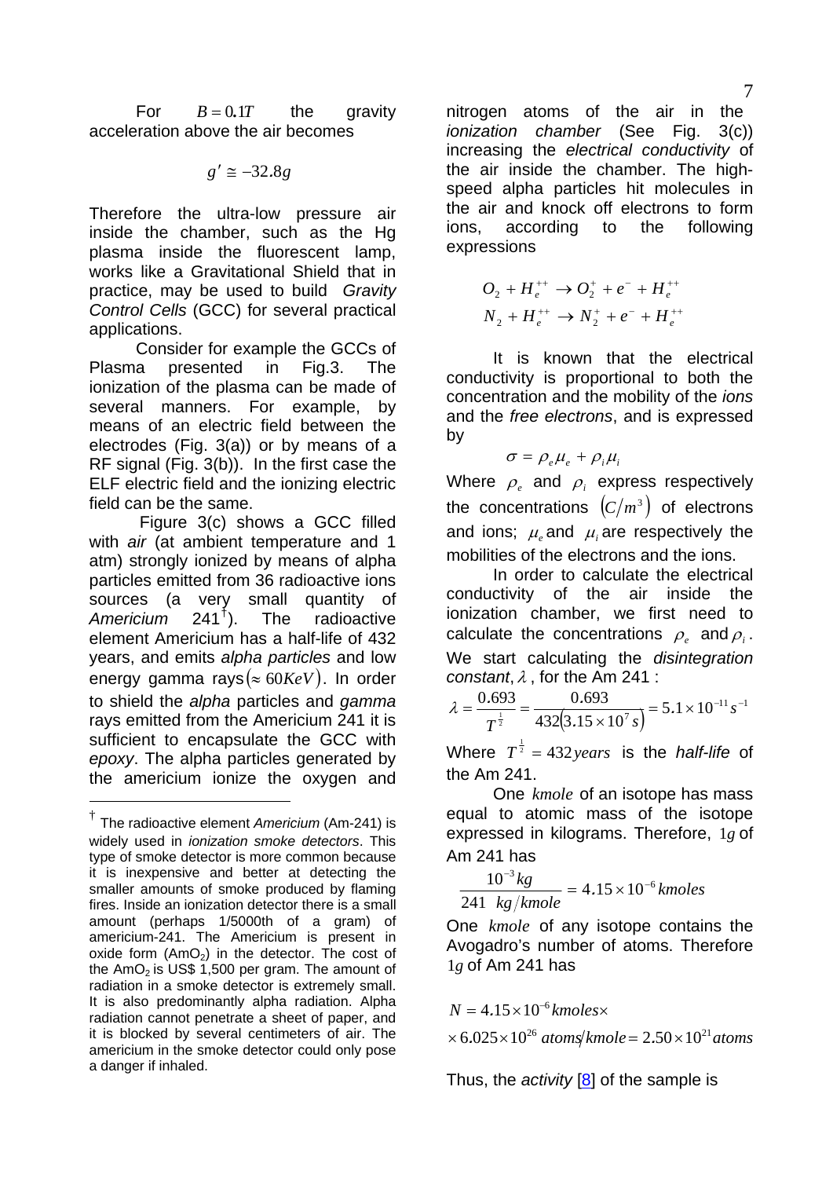For $B = 0.1T$ the gravity acceleration above the air becomes

$$g' \cong -32.8g$$

Therefore the ultra-low pressure air inside the chamber, such as the Hg plasma inside the fluorescent lamp, works like a Gravitational Shield that in practice, may be used to build *Gravity Control Cells* (GCC) for several practical applications.

Consider for example the GCCs of Plasma presented in Fig.3. The ionization of the plasma can be made of several manners. For example, by means of an electric field between the electrodes (Fig. 3(a)) or by means of a RF signal (Fig. 3(b)). In the first case the ELF electric field and the ionizing electric field can be the same.

Figure 3(c) shows a GCC filled with *air* (at ambient temperature and 1 atm) strongly ionized by means of alpha particles emitted from 36 radioactive ions sources (a very small quantity of *Americium* 241[†]). The radioactive element Americium has a half-life of 432 years, and emits *alpha particles* and low energy gamma rays $(\approx 60KeV)$. In order to shield the *alpha* particles and *gamma* rays emitted from the Americium 241 it is sufficient to encapsulate the GCC with *epoxy*. The alpha particles generated by the americium ionize the oxygen and nitrogen atoms of the air in the *ionization chamber* (See Fig. 3(c)) increasing the *electrical conductivity* of the air inside the chamber. The high-speed alpha particles hit molecules in the air and knock off electrons to form ions, according to the following expressions

$$O_2 + H_e^{++} \rightarrow O_2^{+} + e^{-} + H_e^{++}$$
$$N_2 + H_e^{++} \rightarrow N_2^{+} + e^{-} + H_e^{++}$$

It is known that the electrical conductivity is proportional to both the concentration and the mobility of the *ions* and the *free electrons*, and is expressed by

$$\sigma = \rho_e \mu_e + \rho_i \mu_i$$

Where $\rho_e$ and $\rho_i$ express respectively the concentrations $\left(C/m^3\right)$ of electrons and ions; $\mu_e$ and $\mu_i$ are respectively the mobilities of the electrons and the ions.

In order to calculate the electrical conductivity of the air inside the ionization chamber, we first need to calculate the concentrations $\rho_e$ and $\rho_i$. We start calculating the *disintegration constant*, $\lambda$, for the Am 241 :

$$\lambda = \frac{0.693}{T^{\frac{1}{2}}} = \frac{0.693}{432\left(3.15\times10^{7}s\right)} = 5.1\times10^{-11}s^{-1}$$

Where $T^{\frac{1}{2}} = 432 years$ is the *half-life* of the Am 241.

One $kmole$ of an isotope has mass equal to atomic mass of the isotope expressed in kilograms. Therefore, $1g$ of Am 241 has

$$\frac{10^{-3}kg}{241 \ \ kg/kmole} = 4.15\times10^{-6}kmoles$$

One $kmole$ of any isotope contains the Avogadro's number of atoms. Therefore $1g$ of Am 241 has

$$N = 4.15\times10^{-6}kmoles\times$$
$$\times 6.025\times10^{26}\ atoms/kmole = 2.50\times10^{21}atoms$$

Thus, the *activity* [8] of the sample is

---

[†] The radioactive element *Americium* (Am-241) is widely used in *ionization smoke detectors*. This type of smoke detector is more common because it is inexpensive and better at detecting the smaller amounts of smoke produced by flaming fires. Inside an ionization detector there is a small amount (perhaps 1/5000th of a gram) of americium-241. The Americium is present in oxide form ($AmO_2$) in the detector. The cost of the $AmO_2$ is US$ 1,500 per gram. The amount of radiation in a smoke detector is extremely small. It is also predominantly alpha radiation. Alpha radiation cannot penetrate a sheet of paper, and it is blocked by several centimeters of air. The americium in the smoke detector could only pose a danger if inhaled.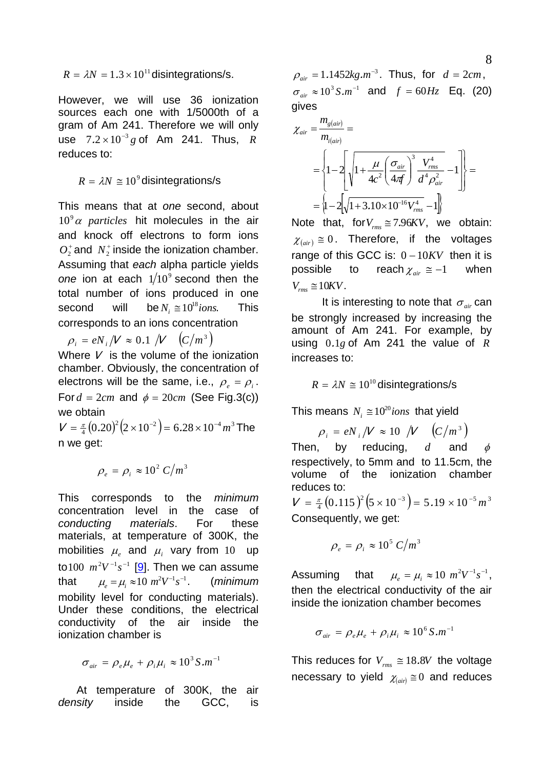$R = \lambda N = 1.3 \times 10^{11}$ disintegrations/s.

However, we will use 36 ionization sources each one with 1/5000th of a gram of Am 241. Therefore we will only use $7.2 \times 10^{-3}\,g$ of Am 241. Thus, $R$ reduces to:

$$R = \lambda N \cong 10^{9} \text{ disintegrations/s}$$

This means that at *one* second, about $10^{9}\,\alpha$ *particles* hit molecules in the air and knock off electrons to form ions $O_2^+$ and $N_2^+$ inside the ionization chamber. Assuming that *each* alpha particle yields *one* ion at each $1/10^{9}$ second then the total number of ions produced in one second will be $N_i \cong 10^{18} ions$. This corresponds to an ions concentration

$$\rho_i = eN_i/V \approx 0.1\ /V \quad \left(C/m^3\right)$$

Where $V$ is the volume of the ionization chamber. Obviously, the concentration of electrons will be the same, i.e., $\rho_e = \rho_i$. For $d = 2cm$ and $\phi = 20cm$ (See Fig.3(c)) we obtain

$V = \frac{\pi}{4}(0.20)^2\left(2 \times 10^{-2}\right) = 6.28 \times 10^{-4} m^3$ Then we get:

$$\rho_e = \rho_i \approx 10^{2}\ C/m^3$$

This corresponds to the *minimum* concentration level in the case of *conducting materials*. For these materials, at temperature of 300K, the mobilities $\mu_e$ and $\mu_i$ vary from $10$ up to $100\ m^2V^{-1}s^{-1}$ [9]. Then we can assume that $\mu_e = \mu_i \approx 10\ m^2V^{-1}s^{-1}$. (*minimum* mobility level for conducting materials). Under these conditions, the electrical conductivity of the air inside the ionization chamber is

$$\sigma_{air} = \rho_e\mu_e + \rho_i\mu_i \approx 10^{3}\,S.m^{-1}$$

At temperature of 300K, the air *density* inside the GCC, is $\rho_{air} = 1.1452 kg.m^{-3}$. Thus, for $d = 2cm$, $\sigma_{air} \approx 10^{3}\,S.m^{-1}$ and $f = 60Hz$ Eq. (20) gives

$$\chi_{air} = \frac{m_{g(air)}}{m_{i(air)}} = \left\{1 - 2\left[\sqrt{1 + \frac{\mu}{4c^2}\left(\frac{\sigma_{air}}{4\pi f}\right)^3 \frac{V_{rms}^4}{d^4\rho_{air}^2}} - 1\right]\right\} = \left\{1 - 2\left[\sqrt{1 + 3.10 \times 10^{-16} V_{rms}^4} - 1\right]\right\}$$

Note that, for $V_{rms} \cong 7.96KV$, we obtain: $\chi_{(air)} \cong 0$. Therefore, if the voltages range of this GCC is: $0 - 10KV$ then it is possible to reach $\chi_{air} \cong -1$ when $V_{rms} \cong 10KV$.

It is interesting to note that $\sigma_{air}$ can be strongly increased by increasing the amount of Am 241. For example, by using $0.1g$ of Am 241 the value of $R$ increases to:

$$R = \lambda N \cong 10^{10} \text{ disintegrations/s}$$

This means $N_i \cong 10^{20} ions$ that yield

$$\rho_i = eN_i/V \approx 10\ /V \quad \left(C/m^3\right)$$

Then, by reducing, $d$ and $\phi$ respectively, to 5mm and to 11.5cm, the volume of the ionization chamber reduces to:

$V = \frac{\pi}{4}(0.115)^2\left(5 \times 10^{-3}\right) = 5.19 \times 10^{-5} m^3$

Consequently, we get:

$$\rho_e = \rho_i \approx 10^{5}\ C/m^3$$

Assuming that $\mu_e = \mu_i \approx 10\ m^2V^{-1}s^{-1}$, then the electrical conductivity of the air inside the ionization chamber becomes

$$\sigma_{air} = \rho_e\mu_e + \rho_i\mu_i \approx 10^{6}\,S.m^{-1}$$

This reduces for $V_{rms} \cong 18.8V$ the voltage necessary to yield $\chi_{(air)} \cong 0$ and reduces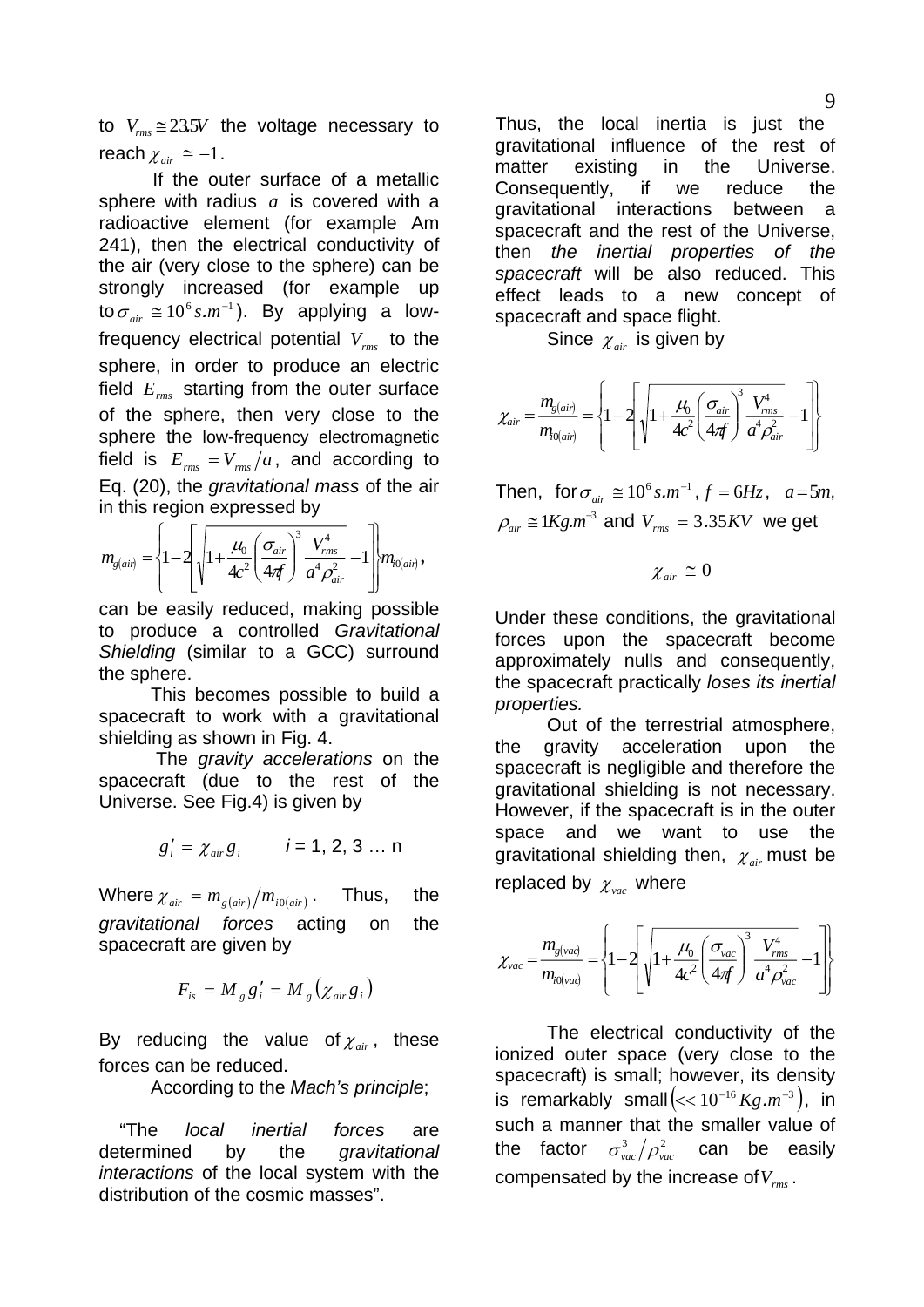to $V_{rms} \cong 23.5V$ the voltage necessary to reach $\chi_{air} \cong -1$.

If the outer surface of a metallic sphere with radius $a$ is covered with a radioactive element (for example Am 241), then the electrical conductivity of the air (very close to the sphere) can be strongly increased (for example up to $\sigma_{air} \cong 10^6 s.m^{-1}$). By applying a low-frequency electrical potential $V_{rms}$ to the sphere, in order to produce an electric field $E_{rms}$ starting from the outer surface of the sphere, then very close to the sphere the low-frequency electromagnetic field is $E_{rms} = V_{rms}/a$, and according to Eq. (20), the *gravitational mass* of the air in this region expressed by

$$m_{g(air)} = \left\{1 - 2\left[\sqrt{1 + \frac{\mu_0}{4c^2}\left(\frac{\sigma_{air}}{4\pi f}\right)^3 \frac{V_{rms}^4}{a^4 \rho_{air}^2}} - 1\right]\right\} m_{i0(air)},$$

can be easily reduced, making possible to produce a controlled *Gravitational Shielding* (similar to a GCC) surround the sphere.

This becomes possible to build a spacecraft to work with a gravitational shielding as shown in Fig. 4.

The *gravity accelerations* on the spacecraft (due to the rest of the Universe. See Fig.4) is given by

$$g'_i = \chi_{air} g_i \qquad i = 1, 2, 3 \ldots n$$

Where $\chi_{air} = m_{g(air)}/m_{i0(air)}$. Thus, the *gravitational forces* acting on the spacecraft are given by

$$F_{is} = M_g g'_i = M_g\left(\chi_{air} g_i\right)$$

By reducing the value of $\chi_{air}$, these forces can be reduced.

According to the *Mach's principle*;

"The *local inertial forces* are determined by the *gravitational interactions* of the local system with the distribution of the cosmic masses".

Thus, the local inertia is just the gravitational influence of the rest of matter existing in the Universe. Consequently, if we reduce the gravitational interactions between a spacecraft and the rest of the Universe, then *the inertial properties of the spacecraft* will be also reduced. This effect leads to a new concept of spacecraft and space flight.

Since $\chi_{air}$ is given by

$$\chi_{air} = \frac{m_{g(air)}}{m_{i0(air)}} = \left\{1 - 2\left[\sqrt{1 + \frac{\mu_0}{4c^2}\left(\frac{\sigma_{air}}{4\pi f}\right)^3 \frac{V_{rms}^4}{a^4 \rho_{air}^2}} - 1\right]\right\}$$

Then, for $\sigma_{air} \cong 10^6 s.m^{-1}$, $f = 6Hz$, $a = 5m$, $\rho_{air} \cong 1Kg.m^{-3}$ and $V_{rms} = 3.35KV$ we get

$$\chi_{air} \cong 0$$

Under these conditions, the gravitational forces upon the spacecraft become approximately nulls and consequently, the spacecraft practically *loses its inertial properties.*

Out of the terrestrial atmosphere, the gravity acceleration upon the spacecraft is negligible and therefore the gravitational shielding is not necessary. However, if the spacecraft is in the outer space and we want to use the gravitational shielding then, $\chi_{air}$ must be replaced by $\chi_{vac}$ where

$$\chi_{vac} = \frac{m_{g(vac)}}{m_{i0(vac)}} = \left\{1 - 2\left[\sqrt{1 + \frac{\mu_0}{4c^2}\left(\frac{\sigma_{vac}}{4\pi f}\right)^3 \frac{V_{rms}^4}{a^4 \rho_{vac}^2}} - 1\right]\right\}$$

The electrical conductivity of the ionized outer space (very close to the spacecraft) is small; however, its density is remarkably small $\left(<< 10^{-16} Kg.m^{-3}\right)$, in such a manner that the smaller value of the factor $\sigma_{vac}^3/\rho_{vac}^2$ can be easily compensated by the increase of $V_{rms}$.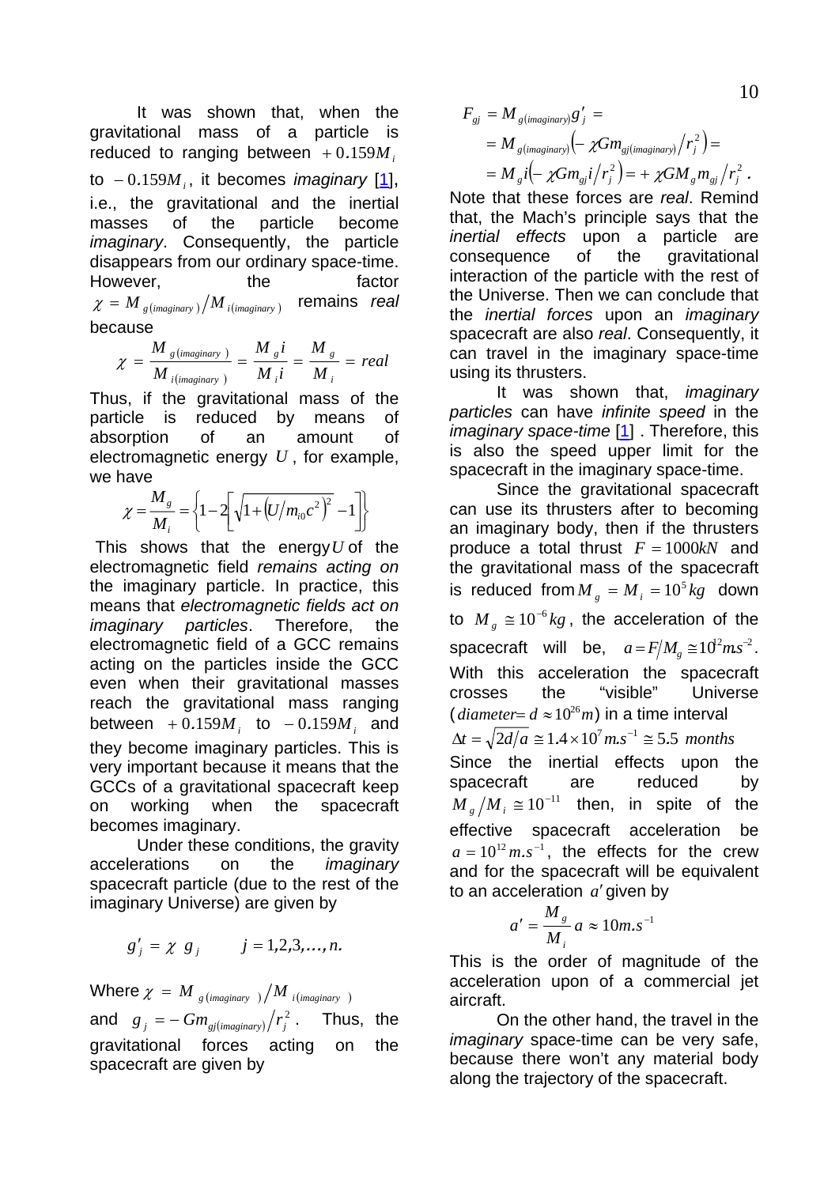It was shown that, when the gravitational mass of a particle is reduced to ranging between $+0.159M_i$ to $-0.159M_i$, it becomes *imaginary* [1], i.e., the gravitational and the inertial masses of the particle become *imaginary*. Consequently, the particle disappears from our ordinary space-time. However, the factor $\chi = M_{g(imaginary)}/M_{i(imaginary)}$ remains *real* because

$$\chi = \frac{M_{g(imaginary)}}{M_{i(imaginary)}} = \frac{M_g i}{M_i i} = \frac{M_g}{M_i} = real$$

Thus, if the gravitational mass of the particle is reduced by means of absorption of an amount of electromagnetic energy $U$, for example, we have

$$\chi = \frac{M_g}{M_i} = \left\{1 - 2\left[\sqrt{1 + \left(U/m_{i0}c^2\right)^2} - 1\right]\right\}$$

This shows that the energy $U$ of the electromagnetic field *remains acting on* the imaginary particle. In practice, this means that *electromagnetic fields act on imaginary particles*. Therefore, the electromagnetic field of a GCC remains acting on the particles inside the GCC even when their gravitational masses reach the gravitational mass ranging between $+0.159M_i$ to $-0.159M_i$ and they become imaginary particles. This is very important because it means that the GCCs of a gravitational spacecraft keep on working when the spacecraft becomes imaginary.

Under these conditions, the gravity accelerations on the *imaginary* spacecraft particle (due to the rest of the imaginary Universe) are given by

$$g'_j = \chi \; g_j \qquad j = 1,2,3,\ldots,n.$$

Where $\chi = M_{g(imaginary)}/M_{i(imaginary)}$ and $g_j = -Gm_{gj(imaginary)}/r_j^2$. Thus, the gravitational forces acting on the spacecraft are given by

$$\begin{aligned} F_{gj} &= M_{g(imaginary)} g'_j = \\ &= M_{g(imaginary)}\left(-\chi G m_{gj(imaginary)}/r_j^2\right) = \\ &= M_g i\left(-\chi G m_{gj} i/r_j^2\right) = +\chi G M_g m_{gj}/r_j^2 . \end{aligned}$$

Note that these forces are *real*. Remind that, the Mach's principle says that the *inertial effects* upon a particle are consequence of the gravitational interaction of the particle with the rest of the Universe. Then we can conclude that the *inertial forces* upon an *imaginary* spacecraft are also *real*. Consequently, it can travel in the imaginary space-time using its thrusters.

It was shown that, *imaginary particles* can have *infinite speed* in the *imaginary space-time* [1] . Therefore, this is also the speed upper limit for the spacecraft in the imaginary space-time.

Since the gravitational spacecraft can use its thrusters after to becoming an imaginary body, then if the thrusters produce a total thrust $F = 1000kN$ and the gravitational mass of the spacecraft is reduced from $M_g = M_i = 10^5 kg$ down to $M_g \cong 10^{-6} kg$, the acceleration of the spacecraft will be, $a = F/M_g \cong 10^{12} m.s^{-2}$. With this acceleration the spacecraft crosses the "visible" Universe ($diameter = d \approx 10^{26} m$) in a time interval

$$\Delta t = \sqrt{2d/a} \cong 1.4\times 10^{7} m.s^{-1} \cong 5.5 \; months$$

Since the inertial effects upon the spacecraft are reduced by $M_g/M_i \cong 10^{-11}$ then, in spite of the effective spacecraft acceleration be $a = 10^{12} m.s^{-1}$, the effects for the crew and for the spacecraft will be equivalent to an acceleration $a'$ given by

$$a' = \frac{M_g}{M_i} a \approx 10 m.s^{-1}$$

This is the order of magnitude of the acceleration upon of a commercial jet aircraft.

On the other hand, the travel in the *imaginary* space-time can be very safe, because there won't any material body along the trajectory of the spacecraft.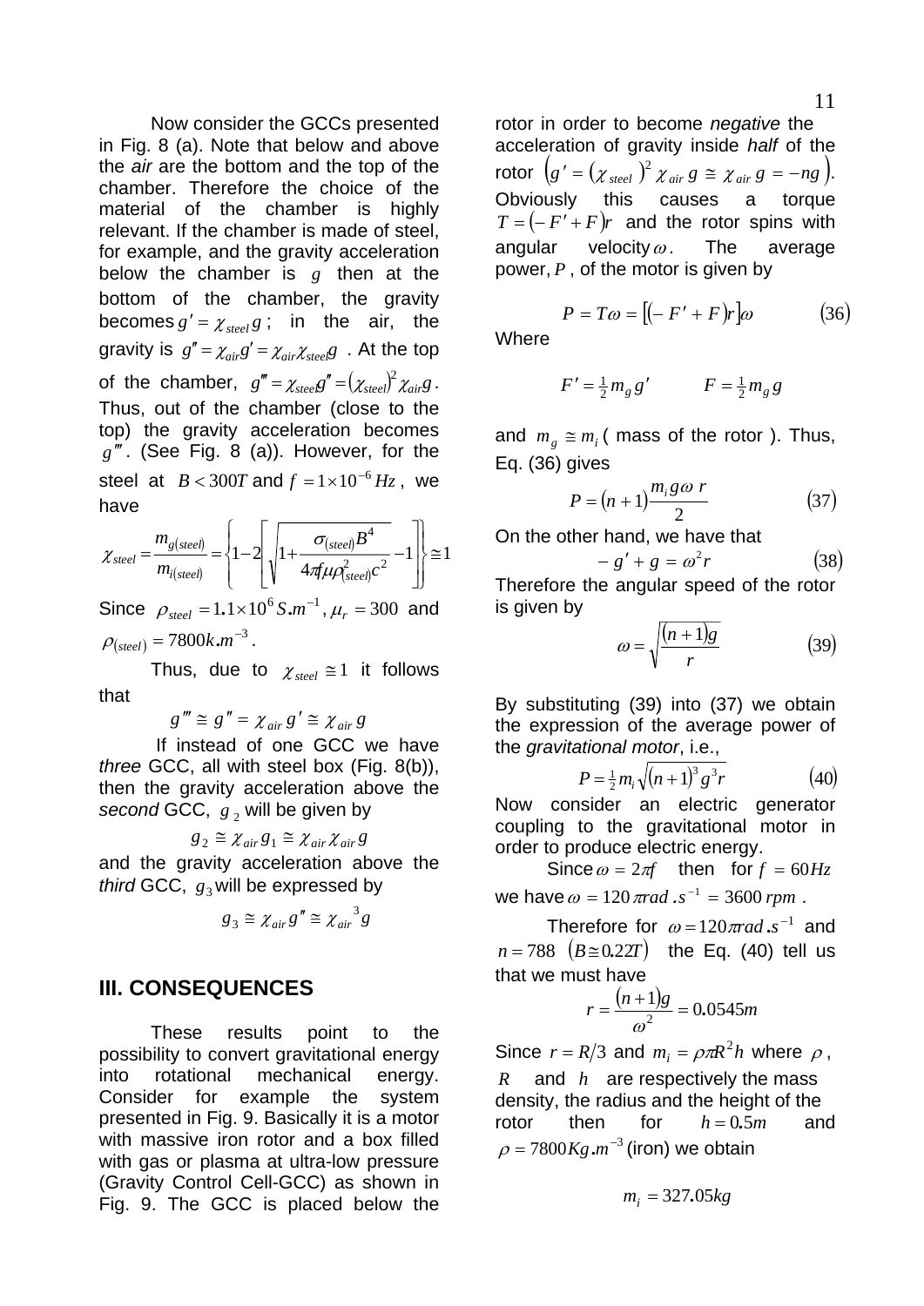Now consider the GCCs presented in Fig. 8 (a). Note that below and above the *air* are the bottom and the top of the chamber. Therefore the choice of the material of the chamber is highly relevant. If the chamber is made of steel, for example, and the gravity acceleration below the chamber is $g$ then at the bottom of the chamber, the gravity becomes $g' = \chi_{steel} g$ ; in the air, the gravity is $g'' = \chi_{air} g' = \chi_{air}\chi_{steel} g$ . At the top of the chamber, $g''' = \chi_{steel} g'' = (\chi_{steel})^2 \chi_{air} g$. Thus, out of the chamber (close to the top) the gravity acceleration becomes $g'''$. (See Fig. 8 (a)). However, for the steel at $B < 300T$ and $f = 1 \times 10^{-6} Hz$ , we have

$$\chi_{steel} = \frac{m_{g(steel)}}{m_{i(steel)}} = \left\{ 1 - 2\left[ \sqrt{1 + \frac{\sigma_{(steel)} B^4}{4\pi f \mu \rho_{(steel)}^2 c^2}} - 1 \right] \right\} \cong 1$$

Since $\rho_{steel} = 1.1 \times 10^6 S.m^{-1}, \mu_r = 300$ and $\rho_{(steel)} = 7800 k.m^{-3}$.

Thus, due to $\chi_{steel} \cong 1$ it follows that

$$g''' \cong g'' = \chi_{air} g' \cong \chi_{air} g$$

If instead of one GCC we have *three* GCC, all with steel box (Fig. 8(b)), then the gravity acceleration above the *second* GCC, $g_2$ will be given by

$$g_2 \cong \chi_{air} g_1 \cong \chi_{air} \chi_{air} g$$

and the gravity acceleration above the *third* GCC, $g_3$ will be expressed by

$$g_3 \cong \chi_{air} g'' \cong \chi_{air}^{\;3} g$$

## III. CONSEQUENCES

These results point to the possibility to convert gravitational energy into rotational mechanical energy. Consider for example the system presented in Fig. 9. Basically it is a motor with massive iron rotor and a box filled with gas or plasma at ultra-low pressure (Gravity Control Cell-GCC) as shown in Fig. 9. The GCC is placed below the rotor in order to become *negative* the acceleration of gravity inside *half* of the rotor $\left( g' = (\chi_{steel})^2 \chi_{air} g \cong \chi_{air} g = -ng \right)$. Obviously this causes a torque $T = (-F' + F)r$ and the rotor spins with angular velocity $\omega$. The average power, $P$ , of the motor is given by

$$P = T\omega = [(-F' + F)r]\omega \qquad (36)$$

Where

$$F' = \tfrac{1}{2} m_g g' \qquad F = \tfrac{1}{2} m_g g$$

and $m_g \cong m_i$ ( mass of the rotor ). Thus, Eq. (36) gives

$$P = (n+1)\frac{m_i g \omega\, r}{2} \qquad (37)$$

On the other hand, we have that

$$-g' + g = \omega^2 r \qquad (38)$$

Therefore the angular speed of the rotor is given by

$$\omega = \sqrt{\frac{(n+1)g}{r}} \qquad (39)$$

By substituting (39) into (37) we obtain the expression of the average power of the *gravitational motor*, i.e.,

$$P = \tfrac{1}{2} m_i \sqrt{(n+1)^3 g^3 r} \qquad (40)$$

Now consider an electric generator coupling to the gravitational motor in order to produce electric energy.

Since $\omega = 2\pi f$ then for $f = 60Hz$ we have $\omega = 120\pi rad.s^{-1} = 3600\, rpm$ .

Therefore for $\omega = 120\pi rad.s^{-1}$ and $n = 788$ $(B \cong 0.22T)$ the Eq. (40) tell us that we must have

$$r = \frac{(n+1)g}{\omega^2} = 0.0545m$$

Since $r = R/3$ and $m_i = \rho \pi R^2 h$ where $\rho$ , $R$ and $h$ are respectively the mass density, the radius and the height of the rotor then for $h = 0.5m$ and $\rho = 7800 Kg.m^{-3}$ (iron) we obtain

$$m_i = 327.05kg$$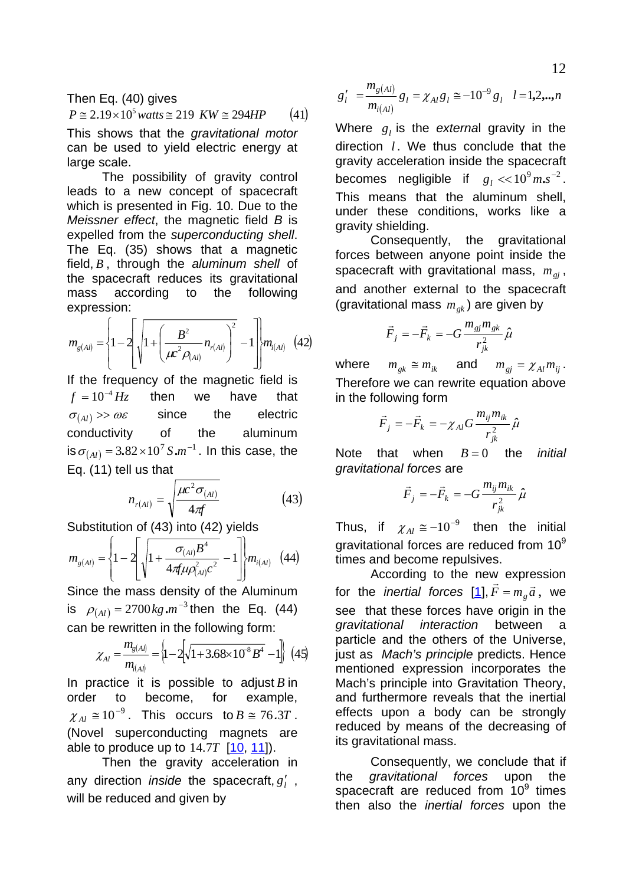Then Eq. (40) gives

$$P \cong 2.19 \times 10^5 \, watts \cong 219 \;\; KW \cong 294HP \qquad (41)$$

This shows that the *gravitational motor* can be used to yield electric energy at large scale.

The possibility of gravity control leads to a new concept of spacecraft which is presented in Fig. 10. Due to the *Meissner effect*, the magnetic field *B* is expelled from the *superconducting shell*. The Eq. (35) shows that a magnetic field, $B$, through the *aluminum shell* of the spacecraft reduces its gravitational mass according to the following expression:

$$m_{g(Al)} = \left\{ 1 - 2\left[ \sqrt{1 + \left( \frac{B^2}{\mu c^2 \rho_{(Al)}} n_{r(Al)} \right)^2} - 1 \right] \right\} m_{i(Al)} \quad (42)$$

If the frequency of the magnetic field is $f = 10^{-4} Hz$ then we have that $\sigma_{(Al)} >> \omega\varepsilon$ since the electric conductivity of the aluminum is $\sigma_{(Al)} = 3.82 \times 10^7 S.m^{-1}$. In this case, the Eq. (11) tell us that

$$n_{r(Al)} = \sqrt{\frac{\mu c^2 \sigma_{(Al)}}{4\pi f}} \qquad (43)$$

Substitution of (43) into (42) yields

$$m_{g(Al)} = \left\{ 1 - 2\left[ \sqrt{1 + \frac{\sigma_{(Al)} B^4}{4\pi f \mu \rho_{(Al)}^2 c^2}} - 1 \right] \right\} m_{i(Al)} \quad (44)$$

Since the mass density of the Aluminum is $\rho_{(Al)} = 2700 \, kg.m^{-3}$ then the Eq. (44) can be rewritten in the following form:

$$\chi_{Al} = \frac{m_{g(Al)}}{m_{i(Al)}} = \left\{ 1 - 2\left[ \sqrt{1 + 3.68 \times 10^8 B^4} - 1 \right] \right\} \quad (45)$$

In practice it is possible to adjust $B$ in order to become, for example, $\chi_{Al} \cong 10^{-9}$. This occurs to $B \cong 76.3T$. (Novel superconducting magnets are able to produce up to $14.7T$ [10, 11]).

Then the gravity acceleration in any direction *inside* the spacecraft, $g'_l$, will be reduced and given by

$$g'_l = \frac{m_{g(Al)}}{m_{i(Al)}} g_l = \chi_{Al} g_l \cong -10^{-9} g_l \quad l = 1,2,..,n$$

Where $g_l$ is the *external* gravity in the direction $l$. We thus conclude that the gravity acceleration inside the spacecraft becomes negligible if $g_l << 10^9 m.s^{-2}$. This means that the aluminum shell, under these conditions, works like a gravity shielding.

Consequently, the gravitational forces between anyone point inside the spacecraft with gravitational mass, $m_{gj}$, and another external to the spacecraft (gravitational mass $m_{gk}$) are given by

$$\vec{F}_j = -\vec{F}_k = -G \frac{m_{gj} m_{gk}}{r_{jk}^2} \hat{\mu}$$

where $m_{gk} \cong m_{ik}$ and $m_{gj} = \chi_{Al} m_{ij}$. Therefore we can rewrite equation above in the following form

$$\vec{F}_j = -\vec{F}_k = -\chi_{Al} G \frac{m_{ij} m_{ik}}{r_{jk}^2} \hat{\mu}$$

Note that when $B = 0$ the *initial gravitational forces* are

$$\vec{F}_j = -\vec{F}_k = -G \frac{m_{ij} m_{ik}}{r_{jk}^2} \hat{\mu}$$

Thus, if $\chi_{Al} \cong -10^{-9}$ then the initial gravitational forces are reduced from $10^9$ times and become repulsives.

According to the new expression for the *inertial forces* [1], $\vec{F} = m_g \vec{a}$, we see that these forces have origin in the *gravitational interaction* between a particle and the others of the Universe, just as *Mach's principle* predicts. Hence mentioned expression incorporates the Mach's principle into Gravitation Theory, and furthermore reveals that the inertial effects upon a body can be strongly reduced by means of the decreasing of its gravitational mass.

Consequently, we conclude that if the *gravitational forces* upon the spacecraft are reduced from $10^9$ times then also the *inertial forces* upon the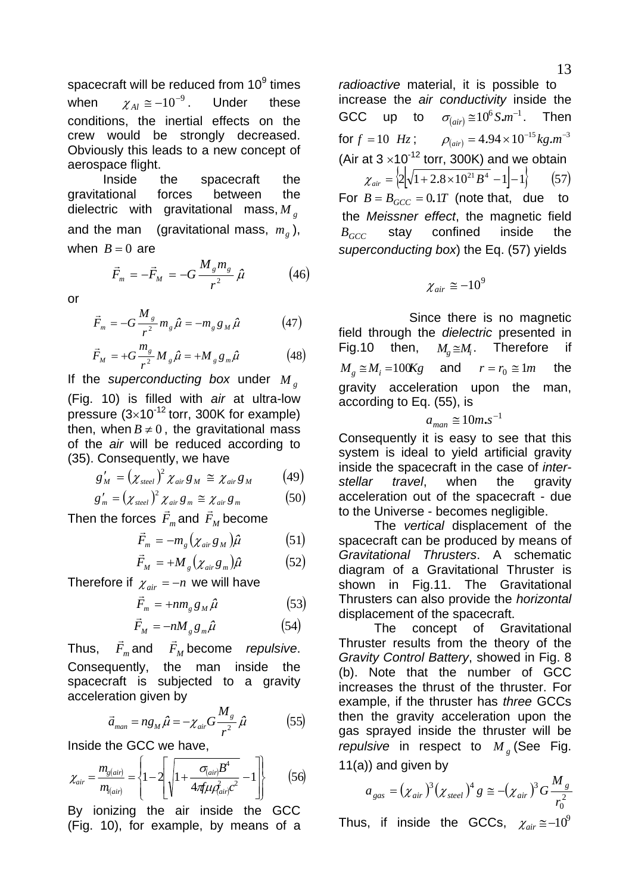spacecraft will be reduced from $10^9$ times when $\chi_{Al} \cong -10^{-9}$. Under these conditions, the inertial effects on the crew would be strongly decreased. Obviously this leads to a new concept of aerospace flight.

Inside the spacecraft the gravitational forces between the dielectric with gravitational mass, $M_g$ and the man (gravitational mass, $m_g$), when $B = 0$ are

$$\vec{F}_m = -\vec{F}_M = -G\frac{M_g m_g}{r^2}\hat{\mu} \qquad (46)$$

or

$$\vec{F}_m = -G\frac{M_g}{r^2}m_g\hat{\mu} = -m_g g_M \hat{\mu} \qquad (47)$$

$$\vec{F}_M = +G\frac{m_g}{r^2}M_g\hat{\mu} = +M_g g_m \hat{\mu} \qquad (48)$$

If the *superconducting box* under $M_g$ (Fig. 10) is filled with *air* at ultra-low pressure ($3\times 10^{-12}$ torr, 300K for example) then, when $B \neq 0$, the gravitational mass of the *air* will be reduced according to (35). Consequently, we have

$$g'_M = \left(\chi_{steel}\right)^2 \chi_{air} g_M \cong \chi_{air} g_M \qquad (49)$$

$$g'_m = \left(\chi_{steel}\right)^2 \chi_{air} g_m \cong \chi_{air} g_m \qquad (50)$$

Then the forces $\vec{F}_m$ and $\vec{F}_M$ become

$$\vec{F}_m = -m_g\left(\chi_{air} g_M\right)\hat{\mu} \qquad (51)$$

$$\vec{F}_M = +M_g\left(\chi_{air} g_m\right)\hat{\mu} \qquad (52)$$

Therefore if $\chi_{air} = -n$ we will have

$$\vec{F}_m = +n m_g g_M \hat{\mu} \qquad (53)$$

$$\vec{F}_M = -n M_g g_m \hat{\mu} \qquad (54)$$

Thus, $\vec{F}_m$ and $\vec{F}_M$ become *repulsive*. Consequently, the man inside the spacecraft is subjected to a gravity acceleration given by

$$\vec{a}_{man} = n g_M \hat{\mu} = -\chi_{air} G\frac{M_g}{r^2}\hat{\mu} \qquad (55)$$

Inside the GCC we have,

$$\chi_{air} = \frac{m_{g(air)}}{m_{i(air)}} = \left\{1 - 2\left[\sqrt{1 + \frac{\sigma_{(air)}B^4}{4\pi f \mu \rho_{(air)}^2 c^2}} - 1\right]\right\} \qquad (56)$$

By ionizing the air inside the GCC (Fig. 10), for example, by means of a *radioactive* material, it is possible to increase the *air conductivity* inside the GCC up to $\sigma_{(air)} \cong 10^6 S.m^{-1}$. Then for $f = 10\ Hz$; $\rho_{(air)} = 4.94\times 10^{-15} kg.m^{-3}$ (Air at $3\times 10^{-12}$ torr, 300K) and we obtain

$$\chi_{air} = \left\{2\left[\sqrt{1 + 2.8\times 10^{21} B^4} - 1\right] - 1\right\} \qquad (57)$$

For $B = B_{GCC} = 0.1T$ (note that, due to the *Meissner effect*, the magnetic field $B_{GCC}$ stay confined inside the *superconducting box*) the Eq. (57) yields

$$\chi_{air} \cong -10^9$$

Since there is no magnetic field through the *dielectric* presented in Fig.10 then, $M_g \cong M_i$. Therefore if $M_g \cong M_i = 100Kg$ and $r = r_0 \cong 1m$ the gravity acceleration upon the man, according to Eq. (55), is

$$a_{man} \cong 10 m.s^{-1}$$

Consequently it is easy to see that this system is ideal to yield artificial gravity inside the spacecraft in the case of *inter-stellar travel*, when the gravity acceleration out of the spacecraft - due to the Universe - becomes negligible.

The *vertical* displacement of the spacecraft can be produced by means of *Gravitational Thrusters*. A schematic diagram of a Gravitational Thruster is shown in Fig.11. The Gravitational Thrusters can also provide the *horizontal* displacement of the spacecraft.

The concept of Gravitational Thruster results from the theory of the *Gravity Control Battery*, showed in Fig. 8 (b). Note that the number of GCC increases the thrust of the thruster. For example, if the thruster has *three* GCCs then the gravity acceleration upon the gas sprayed inside the thruster will be *repulsive* in respect to $M_g$ (See Fig. 11(a)) and given by

$$a_{gas} = \left(\chi_{air}\right)^3\left(\chi_{steel}\right)^4 g \cong -\left(\chi_{air}\right)^3 G\frac{M_g}{r_0^2}$$

Thus, if inside the GCCs, $\chi_{air} \cong -10^9$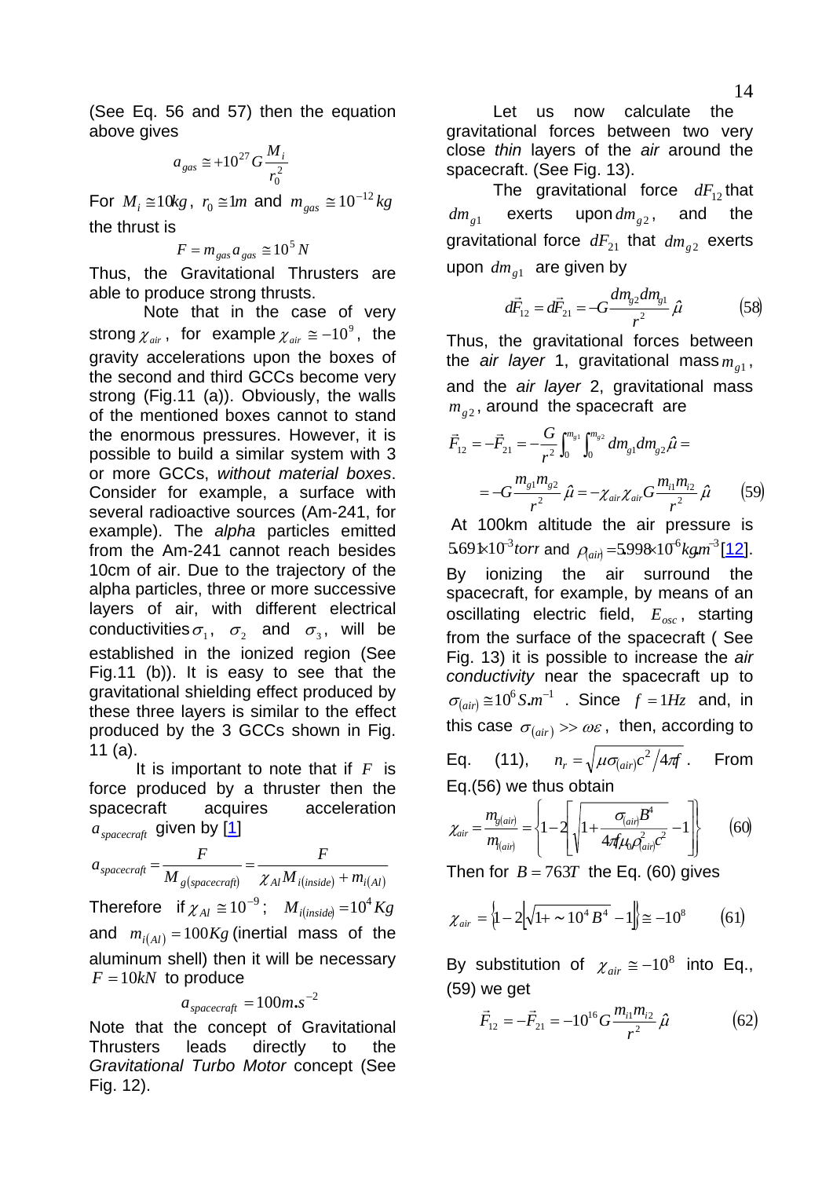(See Eq. 56 and 57) then the equation above gives

$$a_{gas} \cong +10^{27} G \frac{M_i}{r_0^2}$$

For $M_i \cong 10kg$, $r_0 \cong 1m$ and $m_{gas} \cong 10^{-12} kg$ the thrust is

$$F = m_{gas} a_{gas} \cong 10^5 N$$

Thus, the Gravitational Thrusters are able to produce strong thrusts.

Note that in the case of very strong $\chi_{air}$, for example $\chi_{air} \cong -10^9$, the gravity accelerations upon the boxes of the second and third GCCs become very strong (Fig.11 (a)). Obviously, the walls of the mentioned boxes cannot to stand the enormous pressures. However, it is possible to build a similar system with 3 or more GCCs, *without material boxes*. Consider for example, a surface with several radioactive sources (Am-241, for example). The *alpha* particles emitted from the Am-241 cannot reach besides 10cm of air. Due to the trajectory of the alpha particles, three or more successive layers of air, with different electrical conductivities $\sigma_1$, $\sigma_2$ and $\sigma_3$, will be established in the ionized region (See Fig.11 (b)). It is easy to see that the gravitational shielding effect produced by these three layers is similar to the effect produced by the 3 GCCs shown in Fig. 11 (a).

It is important to note that if $F$ is force produced by a thruster then the spacecraft acquires acceleration $a_{spacecraft}$ given by [1]

$$a_{spacecraft} = \frac{F}{M_{g(spacecraft)}} = \frac{F}{\chi_{Al} M_{i(inside)} + m_{i(Al)}}$$

Therefore if $\chi_{Al} \cong 10^{-9}$; $M_{i(inside)} = 10^4 Kg$ and $m_{i(Al)} = 100Kg$ (inertial mass of the aluminum shell) then it will be necessary $F = 10kN$ to produce

$$a_{spacecraft} = 100m.s^{-2}$$

Note that the concept of Gravitational Thrusters leads directly to the *Gravitational Turbo Motor* concept (See Fig. 12).

Let us now calculate the gravitational forces between two very close *thin* layers of the *air* around the spacecraft. (See Fig. 13).

The gravitational force $dF_{12}$ that $dm_{g1}$ exerts upon $dm_{g2}$, and the gravitational force $dF_{21}$ that $dm_{g2}$ exerts upon $dm_{g1}$ are given by

$$d\vec{F}_{12} = d\vec{F}_{21} = -G\frac{dm_{g2}dm_{g1}}{r^2}\hat{\mu} \qquad (58)$$

Thus, the gravitational forces between the *air layer* 1, gravitational mass $m_{g1}$, and the *air layer* 2, gravitational mass $m_{g2}$, around the spacecraft are

$$\vec{F}_{12} = -\vec{F}_{21} = -\frac{G}{r^2}\int_0^{m_{g1}}\int_0^{m_{g2}} dm_{g1}dm_{g2}\hat{\mu} =$$

$$= -G\frac{m_{g1}m_{g2}}{r^2}\hat{\mu} = -\chi_{air}\chi_{air}G\frac{m_{i1}m_{i2}}{r^2}\hat{\mu} \qquad (59)$$

At 100km altitude the air pressure is $5.691\times10^{-3} torr$ and $\rho_{(air)} = 5.998\times10^{-6} kg.m^{-3}$ [12]. By ionizing the air surround the spacecraft, for example, by means of an oscillating electric field, $E_{osc}$, starting from the surface of the spacecraft ( See Fig. 13) it is possible to increase the *air conductivity* near the spacecraft up to $\sigma_{(air)} \cong 10^6 S.m^{-1}$. Since $f = 1Hz$ and, in this case $\sigma_{(air)} >> \omega\varepsilon$, then, according to Eq. (11), $n_r = \sqrt{\mu\sigma_{(air)}c^2/4\pi f}$. From Eq.(56) we thus obtain

$$\chi_{air} = \frac{m_{g(air)}}{m_{i(air)}} = \left\{1 - 2\left[\sqrt{1 + \frac{\sigma_{(air)}B^4}{4\pi f \mu_0 \rho_{(air)}^2 c^2}} - 1\right]\right\} \qquad (60)$$

Then for $B = 763T$ the Eq. (60) gives

$$\chi_{air} = \left\{1 - 2\left[\sqrt{1 + \sim 10^4 B^4} - 1\right]\right\} \cong -10^8 \qquad (61)$$

By substitution of $\chi_{air} \cong -10^8$ into Eq., (59) we get

$$\vec{F}_{12} = -\vec{F}_{21} = -10^{16} G\frac{m_{i1}m_{i2}}{r^2}\hat{\mu} \qquad (62)$$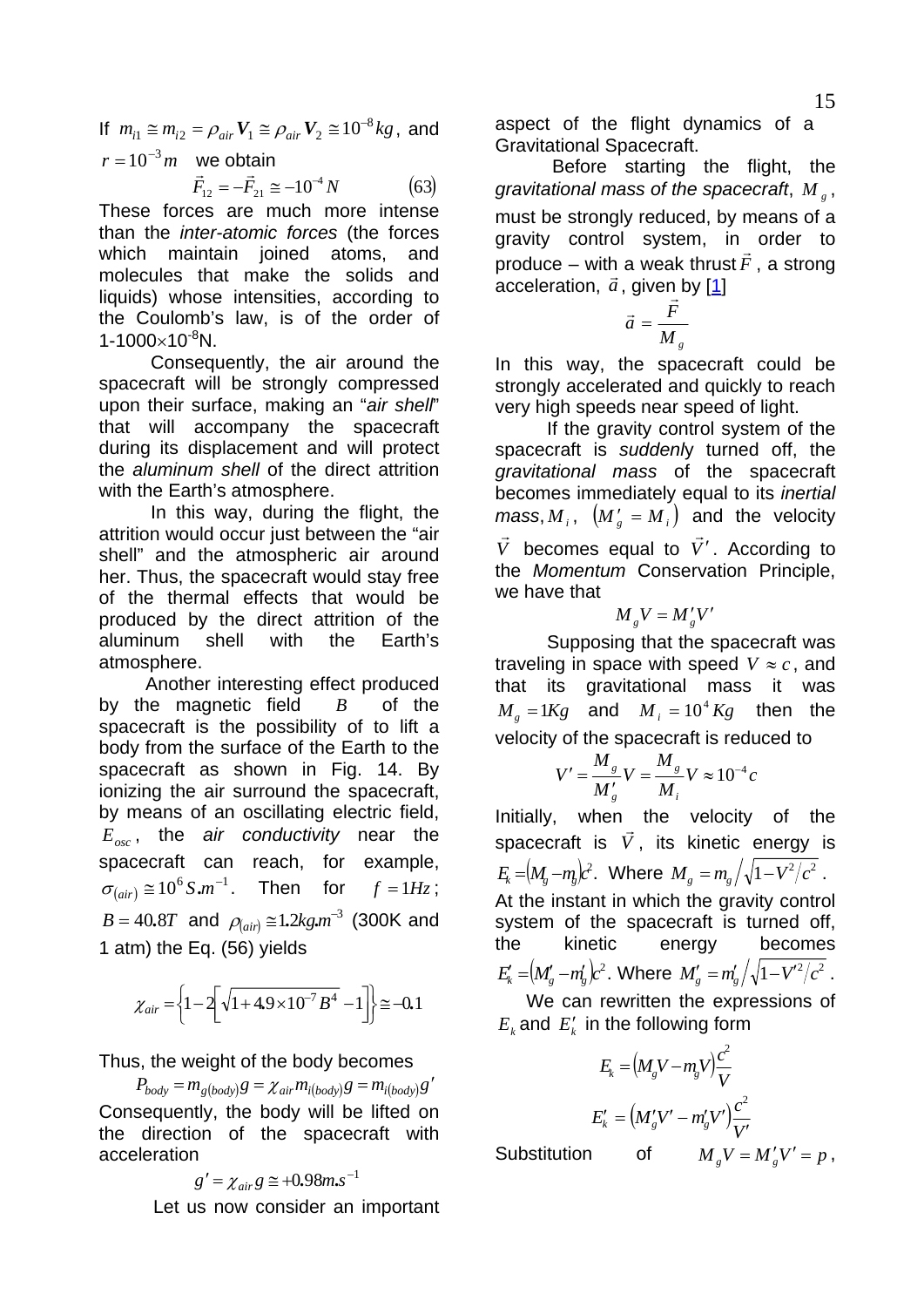If $m_{i1} \cong m_{i2} = \rho_{air} \boldsymbol{V}_1 \cong \rho_{air} \boldsymbol{V}_2 \cong 10^{-8} kg$, and $r = 10^{-3} m$ we obtain

$$\vec{F}_{12} = -\vec{F}_{21} \cong -10^{-4} N \qquad (63)$$

These forces are much more intense than the *inter-atomic forces* (the forces which maintain joined atoms, and molecules that make the solids and liquids) whose intensities, according to the Coulomb's law, is of the order of $1\text{-}1000 \times 10^{-8}$N.

Consequently, the air around the spacecraft will be strongly compressed upon their surface, making an "*air shell*" that will accompany the spacecraft during its displacement and will protect the *aluminum shell* of the direct attrition with the Earth's atmosphere.

In this way, during the flight, the attrition would occur just between the "air shell" and the atmospheric air around her. Thus, the spacecraft would stay free of the thermal effects that would be produced by the direct attrition of the aluminum shell with the Earth's atmosphere.

Another interesting effect produced by the magnetic field $B$ of the spacecraft is the possibility of to lift a body from the surface of the Earth to the spacecraft as shown in Fig. 14. By ionizing the air surround the spacecraft, by means of an oscillating electric field, $E_{osc}$, the *air conductivity* near the spacecraft can reach, for example, $\sigma_{(air)} \cong 10^6 S.m^{-1}$. Then for $f = 1Hz$; $B = 40.8T$ and $\rho_{(air)} \cong 1.2kg.m^{-3}$ (300K and 1 atm) the Eq. (56) yields

$$\chi_{air} = \left\{1 - 2\left[\sqrt{1 + 4.9 \times 10^{-7} B^4} - 1\right]\right\} \cong -0.1$$

Thus, the weight of the body becomes

$$P_{body} = m_{g(body)} g = \chi_{air} m_{i(body)} g = m_{i(body)} g'$$

Consequently, the body will be lifted on the direction of the spacecraft with acceleration

$$g' = \chi_{air} g \cong +0.98 m.s^{-1}$$

Let us now consider an important aspect of the flight dynamics of a Gravitational Spacecraft.

Before starting the flight, the *gravitational mass of the spacecraft*, $M_g$, must be strongly reduced, by means of a gravity control system, in order to produce – with a weak thrust $\vec{F}$, a strong acceleration, $\vec{a}$, given by [1]

$$\vec{a} = \frac{\vec{F}}{M_g}$$

In this way, the spacecraft could be strongly accelerated and quickly to reach very high speeds near speed of light.

If the gravity control system of the spacecraft is *suddenly* turned off, the *gravitational mass* of the spacecraft becomes immediately equal to its *inertial mass*, $M_i$, $\left(M'_g = M_i\right)$ and the velocity $\vec{V}$ becomes equal to $\vec{V}'$. According to the *Momentum* Conservation Principle, we have that

$$M_g V = M'_g V'$$

Supposing that the spacecraft was traveling in space with speed $V \approx c$, and that its gravitational mass it was $M_g = 1Kg$ and $M_i = 10^4 Kg$ then the velocity of the spacecraft is reduced to

$$V' = \frac{M_g}{M'_g} V = \frac{M_g}{M_i} V \approx 10^{-4} c$$

Initially, when the velocity of the spacecraft is $\vec{V}$, its kinetic energy is $E_k = \left(M_g - m_g\right)c^2$. Where $M_g = m_g \big/ \sqrt{1 - V^2/c^2}$. At the instant in which the gravity control system of the spacecraft is turned off, the kinetic energy becomes $E'_k = \left(M'_g - m'_g\right)c^2$. Where $M'_g = m'_g \big/ \sqrt{1 - V'^2/c^2}$.

We can rewritten the expressions of $E_k$ and $E'_k$ in the following form

$$E_k = \left(M_g V - m_g V\right)\frac{c^2}{V}$$

$$E'_k = \left(M'_g V' - m'_g V'\right)\frac{c^2}{V'}$$

Substitution of $M_g V = M'_g V' = p$,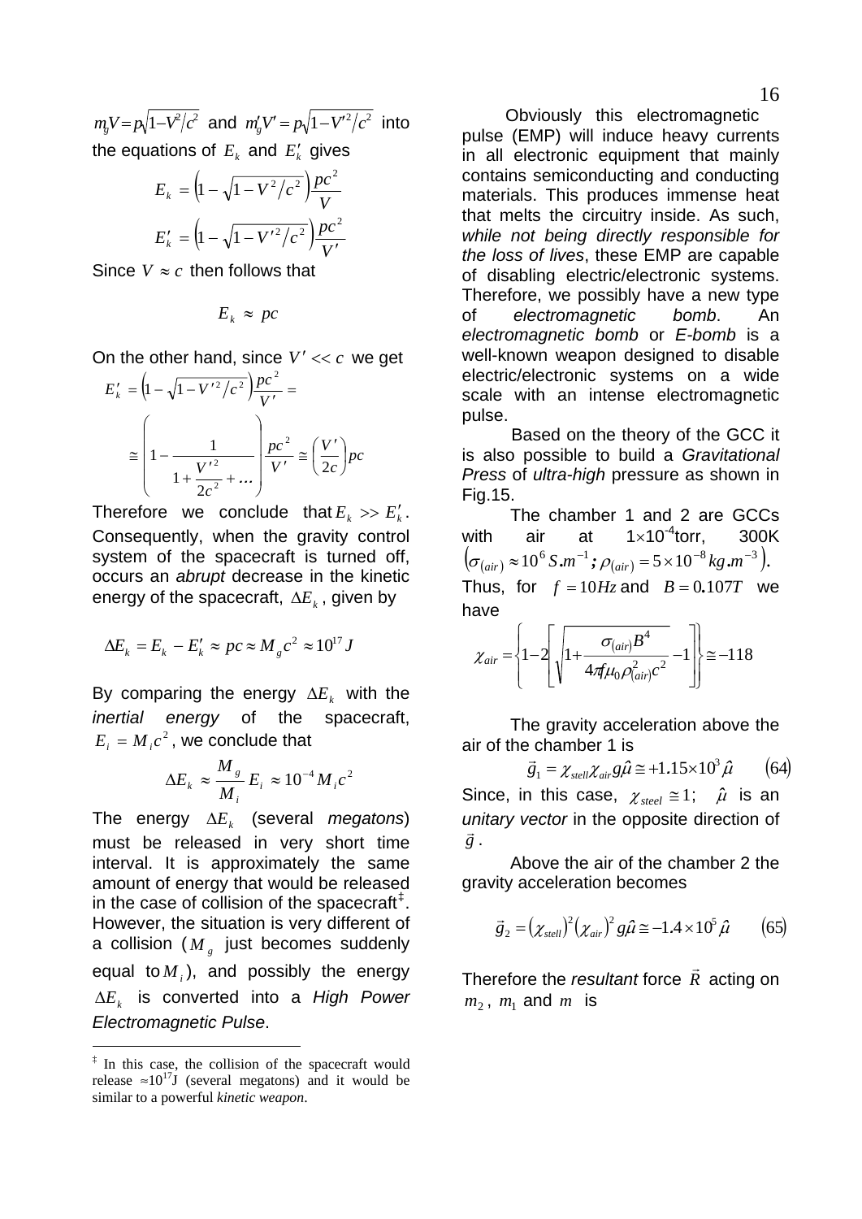$m_g V = p\sqrt{1-V^2/c^2}$ and $m'_g V' = p\sqrt{1-V'^2/c^2}$ into the equations of $E_k$ and $E'_k$ gives

$$E_k = \left(1-\sqrt{1-V^2/c^2}\right)\frac{pc^2}{V}$$

$$E'_k = \left(1-\sqrt{1-V'^2/c^2}\right)\frac{pc^2}{V'}$$

Since $V \approx c$ then follows that

$$E_k \approx pc$$

On the other hand, since $V' << c$ we get

$$E'_k = \left(1-\sqrt{1-V'^2/c^2}\right)\frac{pc^2}{V'} =$$

$$\cong \left(1-\frac{1}{1+\frac{V'^2}{2c^2}+\ldots}\right)\frac{pc^2}{V'} \cong \left(\frac{V'}{2c}\right)pc$$

Therefore we conclude that $E_k >> E'_k$. Consequently, when the gravity control system of the spacecraft is turned off, occurs an *abrupt* decrease in the kinetic energy of the spacecraft, $\Delta E_k$, given by

$$\Delta E_k = E_k - E'_k \approx pc \approx M_g c^2 \approx 10^{17} J$$

By comparing the energy $\Delta E_k$ with the *inertial energy* of the spacecraft, $E_i = M_i c^2$, we conclude that

$$\Delta E_k \approx \frac{M_g}{M_i}E_i \approx 10^{-4} M_i c^2$$

The energy $\Delta E_k$ (several *megatons*) must be released in very short time interval. It is approximately the same amount of energy that would be released in the case of collision of the spacecraft[‡]. However, the situation is very different of a collision ($M_g$ just becomes suddenly equal to $M_i$), and possibly the energy $\Delta E_k$ is converted into a *High Power Electromagnetic Pulse*.

Obviously this electromagnetic pulse (EMP) will induce heavy currents in all electronic equipment that mainly contains semiconducting and conducting materials. This produces immense heat that melts the circuitry inside. As such, *while not being directly responsible for the loss of lives*, these EMP are capable of disabling electric/electronic systems. Therefore, we possibly have a new type of *electromagnetic bomb*. An *electromagnetic bomb* or *E-bomb* is a well-known weapon designed to disable electric/electronic systems on a wide scale with an intense electromagnetic pulse.

Based on the theory of the GCC it is also possible to build a *Gravitational Press* of *ultra-high* pressure as shown in Fig.15.

The chamber 1 and 2 are GCCs with air at $1\times10^{-4}$torr, 300K $\left(\sigma_{(air)} \approx 10^6 S.m^{-1};\ \rho_{(air)} = 5\times10^{-8} kg.m^{-3}\right)$. Thus, for $f = 10Hz$ and $B = 0.107T$ we have

$$\chi_{air} = \left\{1-2\left[\sqrt{1+\frac{\sigma_{(air)}B^4}{4\pi f \mu_0 \rho^2_{(air)}c^2}}-1\right]\right\} \cong -118$$

The gravity acceleration above the air of the chamber 1 is

$$\vec{g}_1 = \chi_{stell}\chi_{air}g\hat{\mu} \cong +1.15\times10^3\hat{\mu} \qquad (64)$$

Since, in this case, $\chi_{steel} \cong 1$; $\hat{\mu}$ is an *unitary vector* in the opposite direction of $\vec{g}$.

Above the air of the chamber 2 the gravity acceleration becomes

$$\vec{g}_2 = (\chi_{stell})^2(\chi_{air})^2 g\hat{\mu} \cong -1.4\times10^5\hat{\mu} \qquad (65)$$

Therefore the *resultant* force $\vec{R}$ acting on $m_2$, $m_1$ and $m$ is

---

[‡] In this case, the collision of the spacecraft would release $\approx 10^{17}$J (several megatons) and it would be similar to a powerful *kinetic weapon*.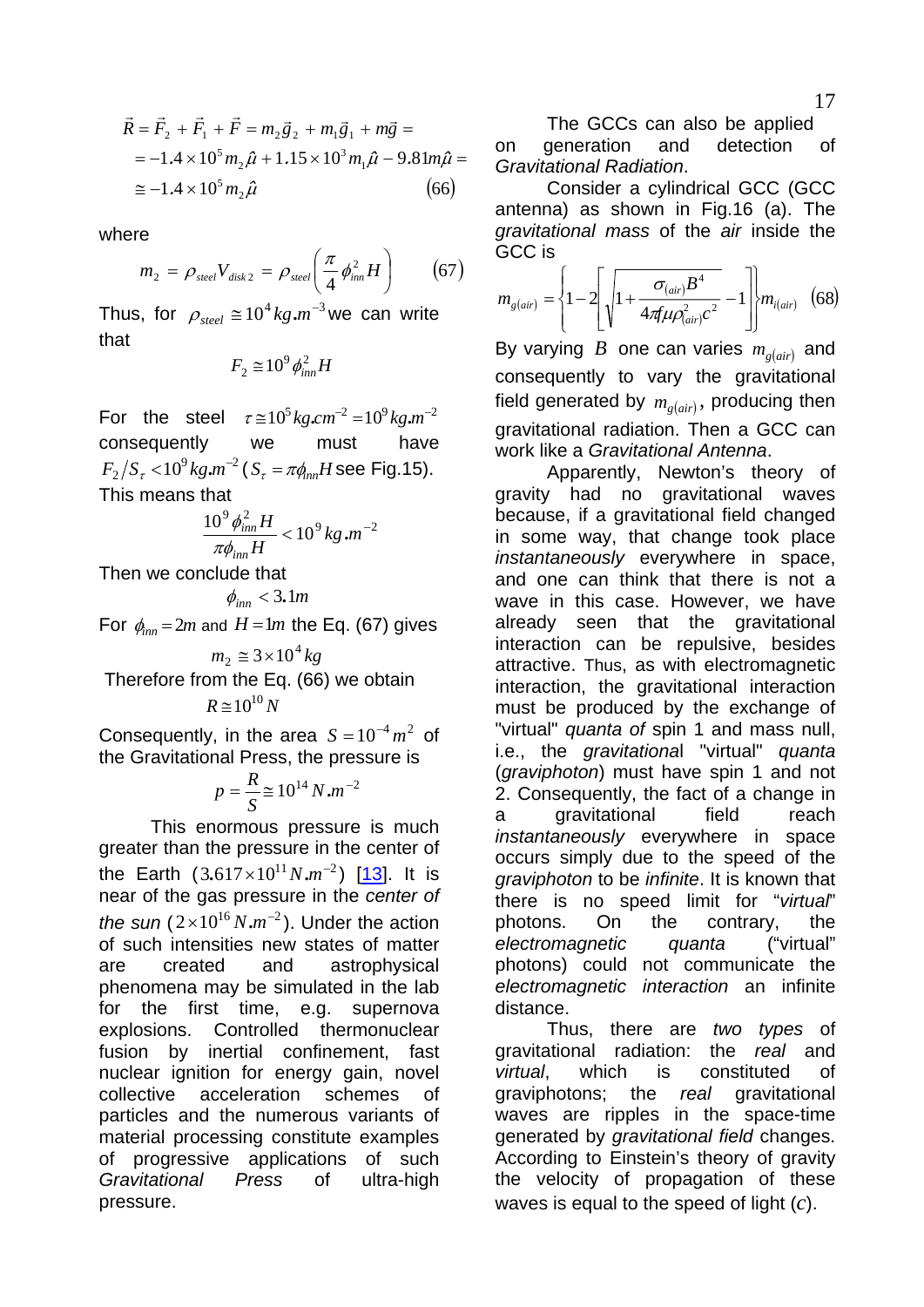$$\vec{R} = \vec{F}_2 + \vec{F}_1 + \vec{F} = m_2\vec{g}_2 + m_1\vec{g}_1 + m\vec{g} =$$
$$= -1.4\times10^5 m_2\hat{\mu} + 1.15\times10^3 m_1\hat{\mu} - 9.81m\hat{\mu} =$$
$$\cong -1.4\times10^5 m_2\hat{\mu} \qquad (66)$$

where

$$m_2 = \rho_{steel}V_{disk\,2} = \rho_{steel}\left(\frac{\pi}{4}\phi_{inn}^2 H\right) \qquad (67)$$

Thus, for $\rho_{steel} \cong 10^4 kg.m^{-3}$ we can write that

$$F_2 \cong 10^9\phi_{inn}^2 H$$

For the steel $\tau \cong 10^5 kg.cm^{-2} = 10^9 kg.m^{-2}$ consequently we must have $F_2/S_\tau < 10^9 kg.m^{-2}$ ($S_\tau = \pi\phi_{inn}H$ see Fig.15). This means that

$$\frac{10^9\phi_{inn}^2 H}{\pi\phi_{inn}H} < 10^9 kg.m^{-2}$$

Then we conclude that

$$\phi_{inn} < 3.1m$$

For $\phi_{inn} = 2m$ and $H = 1m$ the Eq. (67) gives

$$m_2 \cong 3\times10^4 kg$$

Therefore from the Eq. (66) we obtain

$$R \cong 10^{10} N$$

Consequently, in the area $S = 10^{-4} m^2$ of the Gravitational Press, the pressure is

$$p = \frac{R}{S} \cong 10^{14} N.m^{-2}$$

This enormous pressure is much greater than the pressure in the center of the Earth ($3.617\times10^{11} N.m^{-2}$) [13]. It is near of the gas pressure in the *center of the sun* ($2\times10^{16} N.m^{-2}$). Under the action of such intensities new states of matter are created and astrophysical phenomena may be simulated in the lab for the first time, e.g. supernova explosions. Controlled thermonuclear fusion by inertial confinement, fast nuclear ignition for energy gain, novel collective acceleration schemes of particles and the numerous variants of material processing constitute examples of progressive applications of such *Gravitational Press* of ultra-high pressure.

The GCCs can also be applied on generation and detection of *Gravitational Radiation*.

Consider a cylindrical GCC (GCC antenna) as shown in Fig.16 (a). The *gravitational mass* of the *air* inside the GCC is

$$m_{g(air)} = \left\{1 - 2\left[\sqrt{1 + \frac{\sigma_{(air)}B^4}{4\pi f\mu\rho_{(air)}^2 c^2}} - 1\right]\right\} m_{i(air)} \quad (68)$$

By varying $B$ one can varies $m_{g(air)}$ and consequently to vary the gravitational field generated by $m_{g(air)}$, producing then gravitational radiation. Then a GCC can work like a *Gravitational Antenna*.

Apparently, Newton's theory of gravity had no gravitational waves because, if a gravitational field changed in some way, that change took place *instantaneously* everywhere in space, and one can think that there is not a wave in this case. However, we have already seen that the gravitational interaction can be repulsive, besides attractive. Thus, as with electromagnetic interaction, the gravitational interaction must be produced by the exchange of "virtual" *quanta of* spin 1 and mass null, i.e., the *gravitational* "virtual" *quanta* (*graviphoton*) must have spin 1 and not 2. Consequently, the fact of a change in a gravitational field reach *instantaneously* everywhere in space occurs simply due to the speed of the *graviphoton* to be *infinite*. It is known that there is no speed limit for "*virtual*" photons. On the contrary, the *electromagnetic quanta* ("virtual" photons) could not communicate the *electromagnetic interaction* an infinite distance.

Thus, there are *two types* of gravitational radiation: the *real* and *virtual*, which is constituted of graviphotons; the *real* gravitational waves are ripples in the space-time generated by *gravitational field* changes. According to Einstein's theory of gravity the velocity of propagation of these waves is equal to the speed of light ($c$).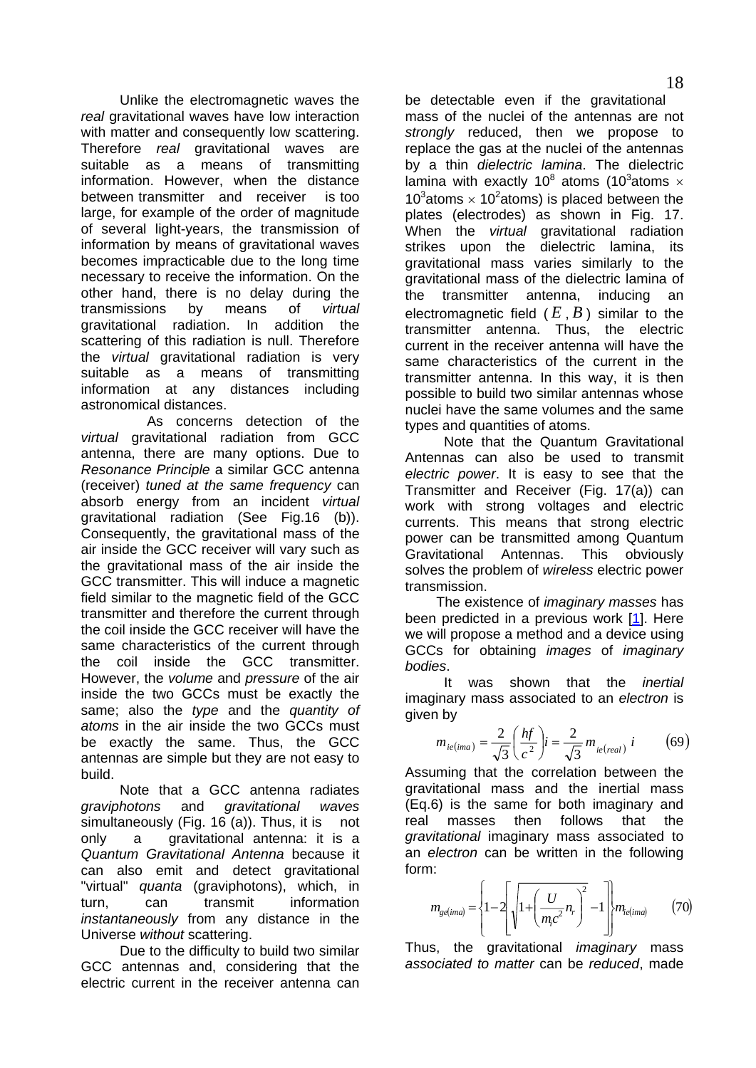Unlike the electromagnetic waves the *real* gravitational waves have low interaction with matter and consequently low scattering. Therefore *real* gravitational waves are suitable as a means of transmitting information. However, when the distance between transmitter and receiver is too large, for example of the order of magnitude of several light-years, the transmission of information by means of gravitational waves becomes impracticable due to the long time necessary to receive the information. On the other hand, there is no delay during the transmissions by means of *virtual* gravitational radiation. In addition the scattering of this radiation is null. Therefore the *virtual* gravitational radiation is very suitable as a means of transmitting information at any distances including astronomical distances.

As concerns detection of the *virtual* gravitational radiation from GCC antenna, there are many options. Due to *Resonance Principle* a similar GCC antenna (receiver) *tuned at the same frequency* can absorb energy from an incident *virtual* gravitational radiation (See Fig.16 (b)). Consequently, the gravitational mass of the air inside the GCC receiver will vary such as the gravitational mass of the air inside the GCC transmitter. This will induce a magnetic field similar to the magnetic field of the GCC transmitter and therefore the current through the coil inside the GCC receiver will have the same characteristics of the current through the coil inside the GCC transmitter. However, the *volume* and *pressure* of the air inside the two GCCs must be exactly the same; also the *type* and the *quantity of atoms* in the air inside the two GCCs must be exactly the same. Thus, the GCC antennas are simple but they are not easy to build.

Note that a GCC antenna radiates *graviphotons* and *gravitational waves* simultaneously (Fig. 16 (a)). Thus, it is not only a gravitational antenna: it is a *Quantum Gravitational Antenna* because it can also emit and detect gravitational "virtual" *quanta* (graviphotons), which, in turn, can transmit information *instantaneously* from any distance in the Universe *without* scattering.

Due to the difficulty to build two similar GCC antennas and, considering that the electric current in the receiver antenna can be detectable even if the gravitational mass of the nuclei of the antennas are not *strongly* reduced, then we propose to replace the gas at the nuclei of the antennas by a thin *dielectric lamina*. The dielectric lamina with exactly $10^8$ atoms ($10^3$atoms $\times$ $10^3$atoms $\times$ $10^2$atoms) is placed between the plates (electrodes) as shown in Fig. 17. When the *virtual* gravitational radiation strikes upon the dielectric lamina, its gravitational mass varies similarly to the gravitational mass of the dielectric lamina of the transmitter antenna, inducing an electromagnetic field ($\vec{E}, \vec{B}$) similar to the transmitter antenna. Thus, the electric current in the receiver antenna will have the same characteristics of the current in the transmitter antenna. In this way, it is then possible to build two similar antennas whose nuclei have the same volumes and the same types and quantities of atoms.

Note that the Quantum Gravitational Antennas can also be used to transmit *electric power*. It is easy to see that the Transmitter and Receiver (Fig. 17(a)) can work with strong voltages and electric currents. This means that strong electric power can be transmitted among Quantum Gravitational Antennas. This obviously solves the problem of *wireless* electric power transmission.

The existence of *imaginary masses* has been predicted in a previous work [1]. Here we will propose a method and a device using GCCs for obtaining *images* of *imaginary bodies*.

It was shown that the *inertial* imaginary mass associated to an *electron* is given by

$$m_{ie(ima)} = \frac{2}{\sqrt{3}}\left(\frac{hf}{c^2}\right)i = \frac{2}{\sqrt{3}} m_{ie(real)}\, i \qquad (69)$$

Assuming that the correlation between the gravitational mass and the inertial mass (Eq.6) is the same for both imaginary and real masses then follows that the *gravitational* imaginary mass associated to an *electron* can be written in the following form:

$$m_{ge(ima)} = \left\{1 - 2\left[\sqrt{1 + \left(\frac{U}{m_i c^2} n_r\right)^2} - 1\right]\right\} m_{ie(ima)} \qquad (70)$$

Thus, the gravitational *imaginary* mass *associated to matter* can be *reduced*, made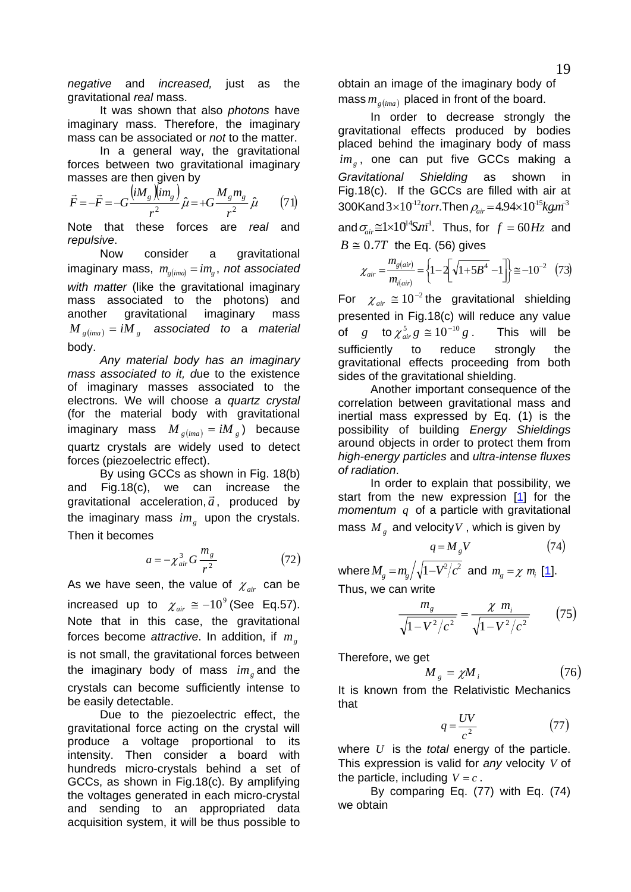*negative* and *increased,* just as the gravitational *real* mass.

It was shown that also *photons* have imaginary mass. Therefore, the imaginary mass can be associated or *not* to the matter.

In a general way, the gravitational forces between two gravitational imaginary masses are then given by

$$\vec{F} = -\vec{F} = -G\frac{(iM_g)(im_g)}{r^2}\hat{\mu} = +G\frac{M_g m_g}{r^2}\hat{\mu} \qquad (71)$$

Note that these forces are *real* and *repulsive*.

Now consider a gravitational imaginary mass, $m_{g(ima)} = im_g$, *not associated with matter* (like the gravitational imaginary mass associated to the photons) and another gravitational imaginary mass $M_{g(ima)} = iM_g$ *associated to* a *material* body.

*Any material body has an imaginary mass associated to it, d*ue to the existence of imaginary masses associated to the electrons. We will choose a *quartz crystal* (for the material body with gravitational imaginary mass $M_{g(ima)} = iM_g$) because quartz crystals are widely used to detect forces (piezoelectric effect).

By using GCCs as shown in Fig. 18(b) and Fig.18(c), we can increase the gravitational acceleration, $\vec{a}$, produced by the imaginary mass $im_g$ upon the crystals. Then it becomes

$$a = -\chi^3_{air} G\frac{m_g}{r^2} \qquad (72)$$

As we have seen, the value of $\chi_{air}$ can be increased up to $\chi_{air} \cong -10^9$ (See Eq.57). Note that in this case, the gravitational forces become *attractive*. In addition, if $m_g$ is not small, the gravitational forces between the imaginary body of mass $im_g$ and the crystals can become sufficiently intense to be easily detectable.

Due to the piezoelectric effect, the gravitational force acting on the crystal will produce a voltage proportional to its intensity. Then consider a board with hundreds micro-crystals behind a set of GCCs, as shown in Fig.18(c). By amplifying the voltages generated in each micro-crystal and sending to an appropriated data acquisition system, it will be thus possible to obtain an image of the imaginary body of mass $m_{g(ima)}$ placed in front of the board.

In order to decrease strongly the gravitational effects produced by bodies placed behind the imaginary body of mass $im_g$, one can put five GCCs making a *Gravitational Shielding* as shown in Fig.18(c). If the GCCs are filled with air at 300K and $3\times10^{-12}torr$. Then $\rho_{air} = 4.94\times10^{-15}kg.m^{-3}$ and $\sigma_{air} \cong 1\times10^{14}S.m^{-1}$. Thus, for $f = 60Hz$ and $B \cong 0.7T$ the Eq. (56) gives

$$\chi_{air} = \frac{m_{g(air)}}{m_{i(air)}} = \left\{1 - 2\left[\sqrt{1+5B^4} - 1\right]\right\} \cong -10^{-2} \quad (73)$$

For $\chi_{air} \cong 10^{-2}$ the gravitational shielding presented in Fig.18(c) will reduce any value of $g$ to $\chi^5_{air}g \cong 10^{-10}g$. This will be sufficiently to reduce strongly the gravitational effects proceeding from both sides of the gravitational shielding.

Another important consequence of the correlation between gravitational mass and inertial mass expressed by Eq. (1) is the possibility of building *Energy Shieldings* around objects in order to protect them from *high-energy particles* and *ultra-intense fluxes of radiation*.

In order to explain that possibility, we start from the new expression [1] for the *momentum* $q$ of a particle with gravitational mass $M_g$ and velocity $V$, which is given by

$$q = M_g V \qquad (74)$$

where $M_g = m_g \big/ \sqrt{1 - V^2/c^2}$ and $m_g = \chi\, m_i$ [1]. Thus, we can write

$$\frac{m_g}{\sqrt{1 - V^2/c^2}} = \frac{\chi\, m_i}{\sqrt{1 - V^2/c^2}} \qquad (75)$$

Therefore, we get

$$M_g = \chi M_i \qquad (76)$$

It is known from the Relativistic Mechanics that

$$q = \frac{UV}{c^2} \qquad (77)$$

where $U$ is the *total* energy of the particle. This expression is valid for *any* velocity $V$ of the particle, including $V = c$.

By comparing Eq. (77) with Eq. (74) we obtain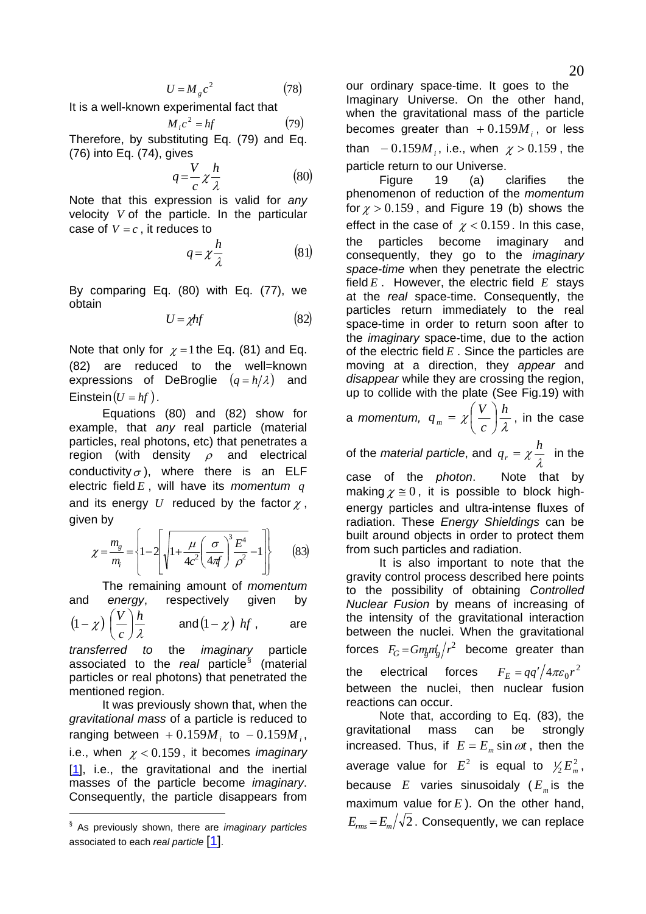$$U = M_g c^2 \qquad (78)$$

It is a well-known experimental fact that

$$M_i c^2 = hf \qquad (79)$$

Therefore, by substituting Eq. (79) and Eq. (76) into Eq. (74), gives

$$q = \frac{V}{c}\chi\frac{h}{\lambda} \qquad (80)$$

Note that this expression is valid for *any* velocity $V$ of the particle. In the particular case of $V = c$, it reduces to

$$q = \chi\frac{h}{\lambda} \qquad (81)$$

By comparing Eq. (80) with Eq. (77), we obtain

$$U = \chi hf \qquad (82)$$

Note that only for $\chi = 1$ the Eq. (81) and Eq. (82) are reduced to the well=known expressions of DeBroglie $(q = h/\lambda)$ and Einstein $(U = hf)$.

Equations (80) and (82) show for example, that *any* real particle (material particles, real photons, etc) that penetrates a region (with density $\rho$ and electrical conductivity $\sigma$), where there is an ELF electric field $E$, will have its *momentum* $q$ and its energy $U$ reduced by the factor $\chi$, given by

$$\chi = \frac{m_g}{m_i} = \left\{1 - 2\left[\sqrt{1 + \frac{\mu}{4c^2}\left(\frac{\sigma}{4\pi f}\right)^3 \frac{E^4}{\rho^2}} - 1\right]\right\} \qquad (83)$$

The remaining amount of *momentum* and *energy*, respectively given by $(1-\chi)\left(\frac{V}{c}\right)\frac{h}{\lambda}$ and $(1-\chi)\ hf$, are *transferred to* the *imaginary* particle associated to the *real* particle[§] (material particles or real photons) that penetrated the mentioned region.

It was previously shown that, when the *gravitational mass* of a particle is reduced to ranging between $+0.159M_i$ to $-0.159M_i$, i.e., when $\chi < 0.159$, it becomes *imaginary* [1], i.e., the gravitational and the inertial masses of the particle become *imaginary*. Consequently, the particle disappears from our ordinary space-time. It goes to the Imaginary Universe. On the other hand, when the gravitational mass of the particle becomes greater than $+0.159M_i$, or less than $-0.159M_i$, i.e., when $\chi > 0.159$, the particle return to our Universe.

Figure 19 (a) clarifies the phenomenon of reduction of the *momentum* for $\chi > 0.159$, and Figure 19 (b) shows the effect in the case of $\chi < 0.159$. In this case, the particles become imaginary and consequently, they go to the *imaginary space-time* when they penetrate the electric field $E$. However, the electric field $E$ stays at the *real* space-time. Consequently, the particles return immediately to the real space-time in order to return soon after to the *imaginary* space-time, due to the action of the electric field $E$. Since the particles are moving at a direction, they *appear* and *disappear* while they are crossing the region, up to collide with the plate (See Fig.19) with a *momentum,* $q_m = \chi\left(\frac{V}{c}\right)\frac{h}{\lambda}$, in the case of the *material particle*, and $q_r = \chi\frac{h}{\lambda}$ in the case of the *photon*. Note that by making $\chi \cong 0$, it is possible to block high-energy particles and ultra-intense fluxes of radiation. These *Energy Shieldings* can be built around objects in order to protect them from such particles and radiation.

It is also important to note that the gravity control process described here points to the possibility of obtaining *Controlled Nuclear Fusion* by means of increasing of the intensity of the gravitational interaction between the nuclei. When the gravitational forces $F_G = Gm_g m_g'/r^2$ become greater than the electrical forces $F_E = qq'/4\pi\varepsilon_0 r^2$ between the nuclei, then nuclear fusion reactions can occur.

Note that, according to Eq. (83), the gravitational mass can be strongly increased. Thus, if $E = E_m \sin\omega t$, then the average value for $E^2$ is equal to $\frac{1}{2}E_m^2$, because $E$ varies sinusoidaly ($E_m$ is the maximum value for $E$). On the other hand, $E_{rms} = E_m/\sqrt{2}$. Consequently, we can replace

---

[§] As previously shown, there are *imaginary particles* associated to each *real particle* [1].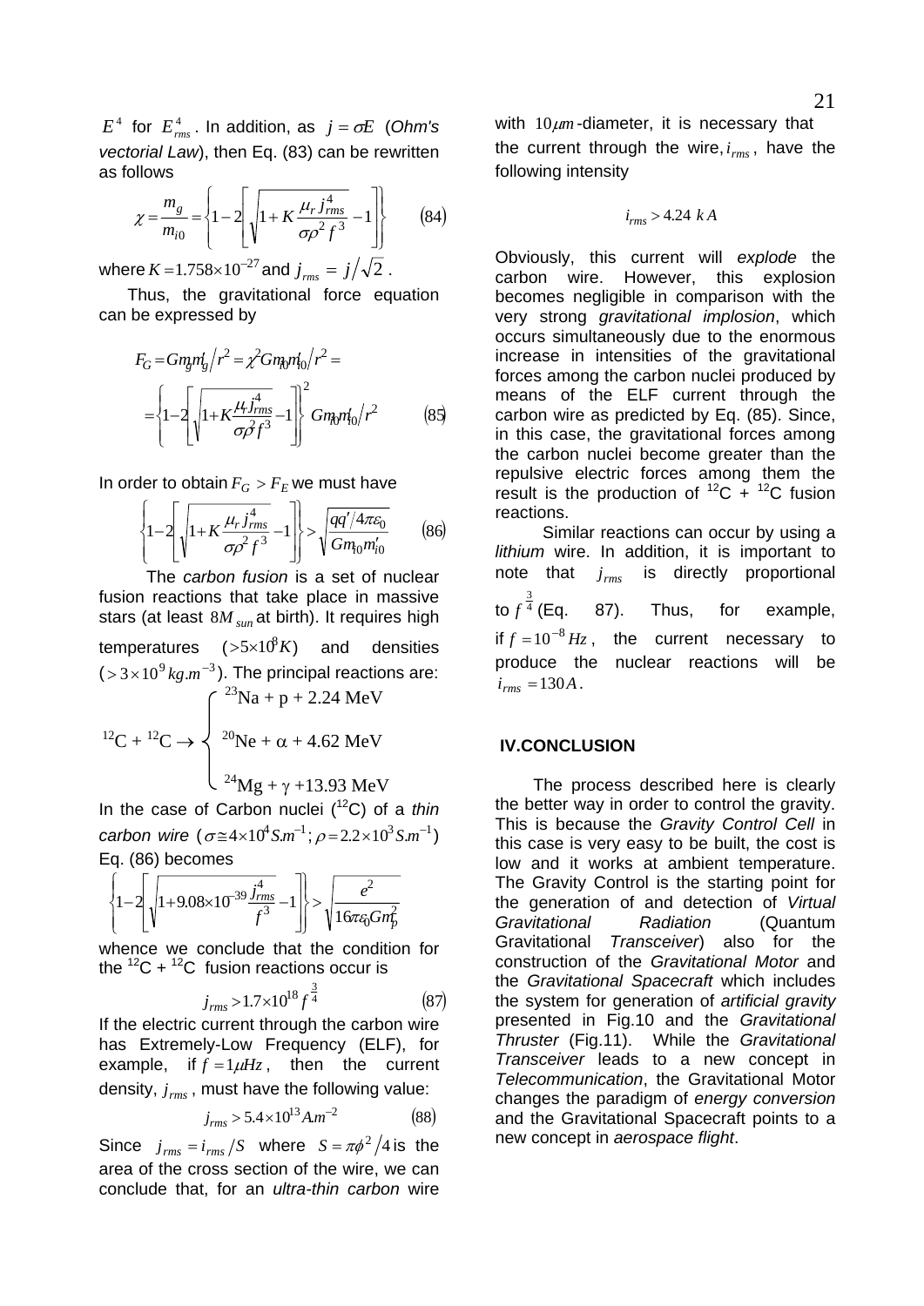$E^4$ for $E^4_{rms}$. In addition, as $j = \sigma E$ (*Ohm's vectorial Law*), then Eq. (83) can be rewritten as follows

$$\chi = \frac{m_g}{m_{i0}} = \left\{1 - 2\left[\sqrt{1 + K\frac{\mu_r j^4_{rms}}{\sigma\rho^2 f^3}} - 1\right]\right\} \qquad (84)$$

where $K = 1.758 \times 10^{-27}$ and $j_{rms} = j/\sqrt{2}$.

Thus, the gravitational force equation can be expressed by

$$F_G = G m_g m'_g / r^2 = \chi^2 G m_{i0} m'_{i0} / r^2 =$$

$$= \left\{1 - 2\left[\sqrt{1 + K\frac{\mu_r j^4_{rms}}{\sigma\rho^2 f^3}} - 1\right]\right\}^2 G m_{i0} m'_{i0} / r^2 \qquad (85)$$

In order to obtain $F_G > F_E$ we must have

$$\left\{1 - 2\left[\sqrt{1 + K\frac{\mu_r j^4_{rms}}{\sigma\rho^2 f^3}} - 1\right]\right\} > \sqrt{\frac{qq'/4\pi\varepsilon_0}{G m_{i0} m'_{i0}}} \qquad (86)$$

The *carbon fusion* is a set of nuclear fusion reactions that take place in massive stars (at least $8M_{sun}$ at birth). It requires high temperatures ($> 5 \times 10^8 K$) and densities ($> 3 \times 10^9\, kg.m^{-3}$). The principal reactions are:

$$^{12}\text{C} + {}^{12}\text{C} \rightarrow \begin{cases} ^{23}\text{Na} + \text{p} + 2.24\ \text{MeV} \\ ^{20}\text{Ne} + \alpha + 4.62\ \text{MeV} \\ ^{24}\text{Mg} + \gamma + 13.93\ \text{MeV} \end{cases}$$

In the case of Carbon nuclei ($^{12}C$) of a *thin carbon wire* ($\sigma \cong 4 \times 10^4 S.m^{-1}; \rho = 2.2 \times 10^3 S.m^{-1}$) Eq. (86) becomes

$$\left\{1 - 2\left[\sqrt{1 + 9.08 \times 10^{-39}\frac{j^4_{rms}}{f^3}} - 1\right]\right\} > \sqrt{\frac{e^2}{16\pi\varepsilon_0 G m_p^2}}$$

whence we conclude that the condition for the $^{12}C$ + $^{12}C$ fusion reactions occur is

$$j_{rms} > 1.7 \times 10^{18} f^{\frac{3}{4}} \qquad (87)$$

If the electric current through the carbon wire has Extremely-Low Frequency (ELF), for example, if $f = 1\mu Hz$, then the current density, $j_{rms}$, must have the following value:

$$j_{rms} > 5.4 \times 10^{13} A.m^{-2} \qquad (88)$$

Since $j_{rms} = i_{rms}/S$ where $S = \pi\phi^2/4$ is the area of the cross section of the wire, we can conclude that, for an *ultra-thin carbon* wire with $10\mu m$-diameter, it is necessary that the current through the wire, $i_{rms}$, have the following intensity

$$i_{rms} > 4.24\ kA$$

Obviously, this current will *explode* the carbon wire. However, this explosion becomes negligible in comparison with the very strong *gravitational implosion*, which occurs simultaneously due to the enormous increase in intensities of the gravitational forces among the carbon nuclei produced by means of the ELF current through the carbon wire as predicted by Eq. (85). Since, in this case, the gravitational forces among the carbon nuclei become greater than the repulsive electric forces among them the result is the production of $^{12}C$ + $^{12}C$ fusion reactions.

Similar reactions can occur by using a *lithium* wire. In addition, it is important to note that $j_{rms}$ is directly proportional to $f^{\frac{3}{4}}$ (Eq. 87). Thus, for example, if $f = 10^{-8} Hz$, the current necessary to produce the nuclear reactions will be $i_{rms} = 130A$.

## IV. CONCLUSION

The process described here is clearly the better way in order to control the gravity. This is because the *Gravity Control Cell* in this case is very easy to be built, the cost is low and it works at ambient temperature. The Gravity Control is the starting point for the generation of and detection of *Virtual Gravitational Radiation* (Quantum Gravitational *Transceiver*) also for the construction of the *Gravitational Motor* and the *Gravitational Spacecraft* which includes the system for generation of *artificial gravity* presented in Fig.10 and the *Gravitational Thruster* (Fig.11). While the *Gravitational Transceiver* leads to a new concept in *Telecommunication*, the Gravitational Motor changes the paradigm of *energy conversion* and the Gravitational Spacecraft points to a new concept in *aerospace flight*.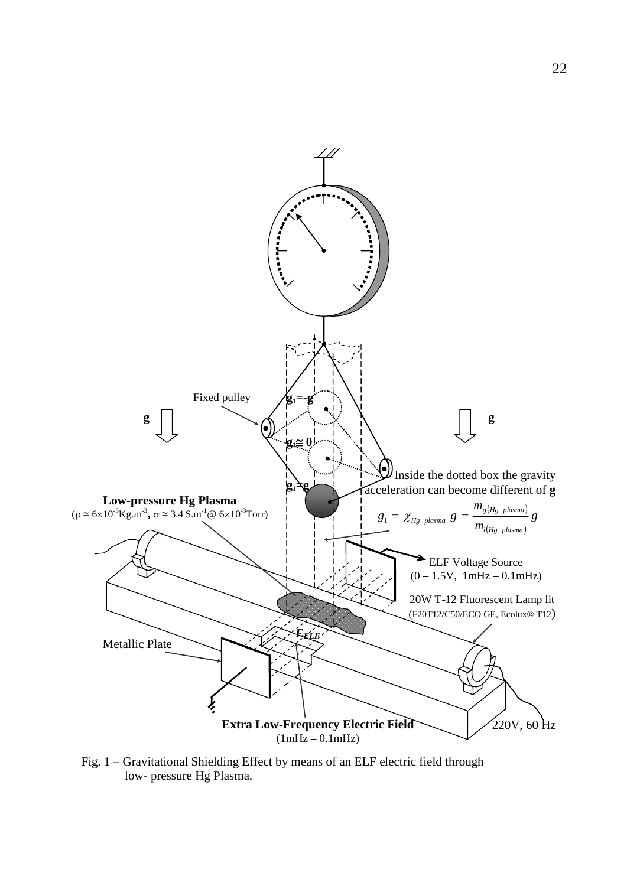Fig. 1 – Gravitational Shielding Effect by means of an ELF electric field through low- pressure Hg Plasma.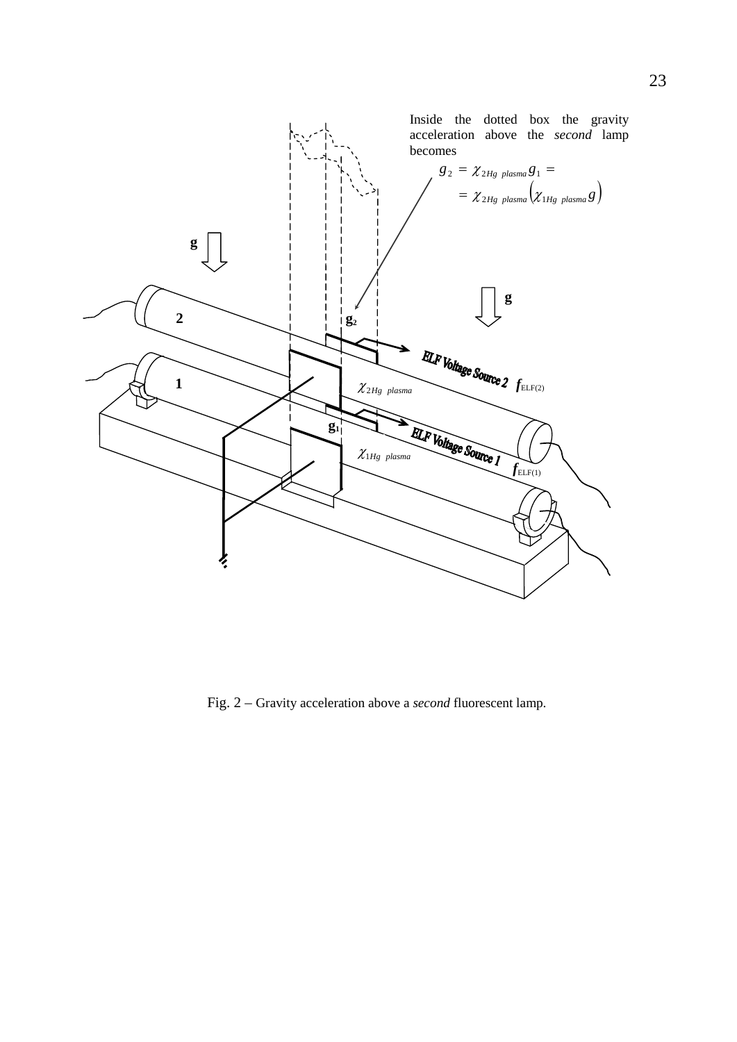Inside the dotted box the gravity acceleration above the *second* lamp becomes

$$g_2 = \chi_{2Hg\ plasma}\, g_1 = \chi_{2Hg\ plasma}\left(\chi_{1Hg\ plasma}\, g\right)$$

**g**

**g**

**2**

**$g_2$**

**ELF Voltage Source 2** $f_{ELF(2)}$

**1**

$\chi_{2Hg\ plasma}$

**$g_1$**

**ELF Voltage Source 1** $f_{ELF(1)}$

$\chi_{1Hg\ plasma}$

Fig. 2 – Gravity acceleration above a *second* fluorescent lamp.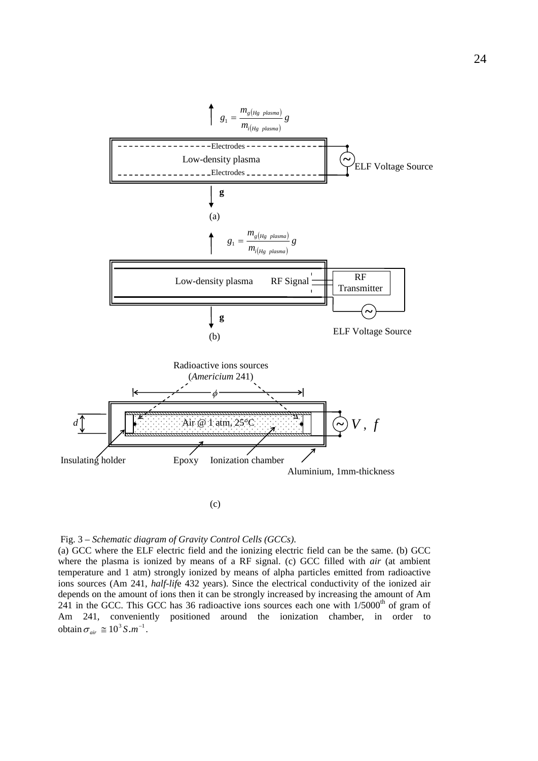$$g_1 = \frac{m_{g(Hg\ plasma)}}{m_{i(Hg\ plasma)}} g$$

Electrodes

Low-density plasma

Electrodes

ELF Voltage Source

**g**

(a)

$$g_1 = \frac{m_{g(Hg\ plasma)}}{m_{i(Hg\ plasma)}} g$$

Low-density plasma RF Signal

RF Transmitter

**g**

ELF Voltage Source

(b)

Radioactive ions sources (*Americium* 241)

$\phi$

$d$

Air @ 1 atm, 25°C

$V$, $f$

Insulating holder Epoxy Ionization chamber

Aluminium, 1mm-thickness

(c)

Fig. 3 – *Schematic diagram of Gravity Control Cells (GCCs).*
(a) GCC where the ELF electric field and the ionizing electric field can be the same. (b) GCC where the plasma is ionized by means of a RF signal. (c) GCC filled with *air* (at ambient temperature and 1 atm) strongly ionized by means of alpha particles emitted from radioactive ions sources (Am 241, *half-life* 432 years). Since the electrical conductivity of the ionized air depends on the amount of ions then it can be strongly increased by increasing the amount of Am 241 in the GCC. This GCC has 36 radioactive ions sources each one with 1/5000th of gram of Am 241, conveniently positioned around the ionization chamber, in order to obtain $\sigma_{air} \cong 10^3 S.m^{-1}$.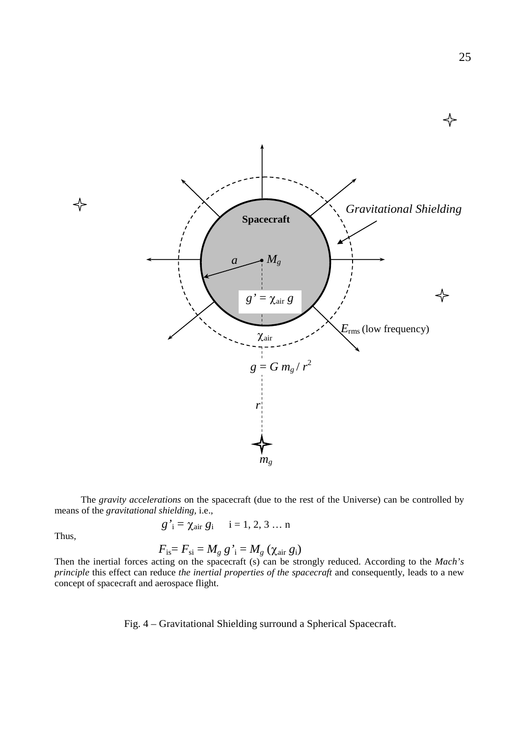The *gravity accelerations* on the spacecraft (due to the rest of the Universe) can be controlled by means of the *gravitational shielding*, i.e.,

$$g'_i = \chi_{air}\, g_i \qquad i = 1, 2, 3 \ldots n$$

Thus,

$$F_{is} = F_{si} = M_g\, g'_i = M_g\, (\chi_{air}\, g_i)$$

Then the inertial forces acting on the spacecraft (s) can be strongly reduced. According to the *Mach's principle* this effect can reduce *the inertial properties of the spacecraft* and consequently, leads to a new concept of spacecraft and aerospace flight.

Fig. 4 – Gravitational Shielding surround a Spherical Spacecraft.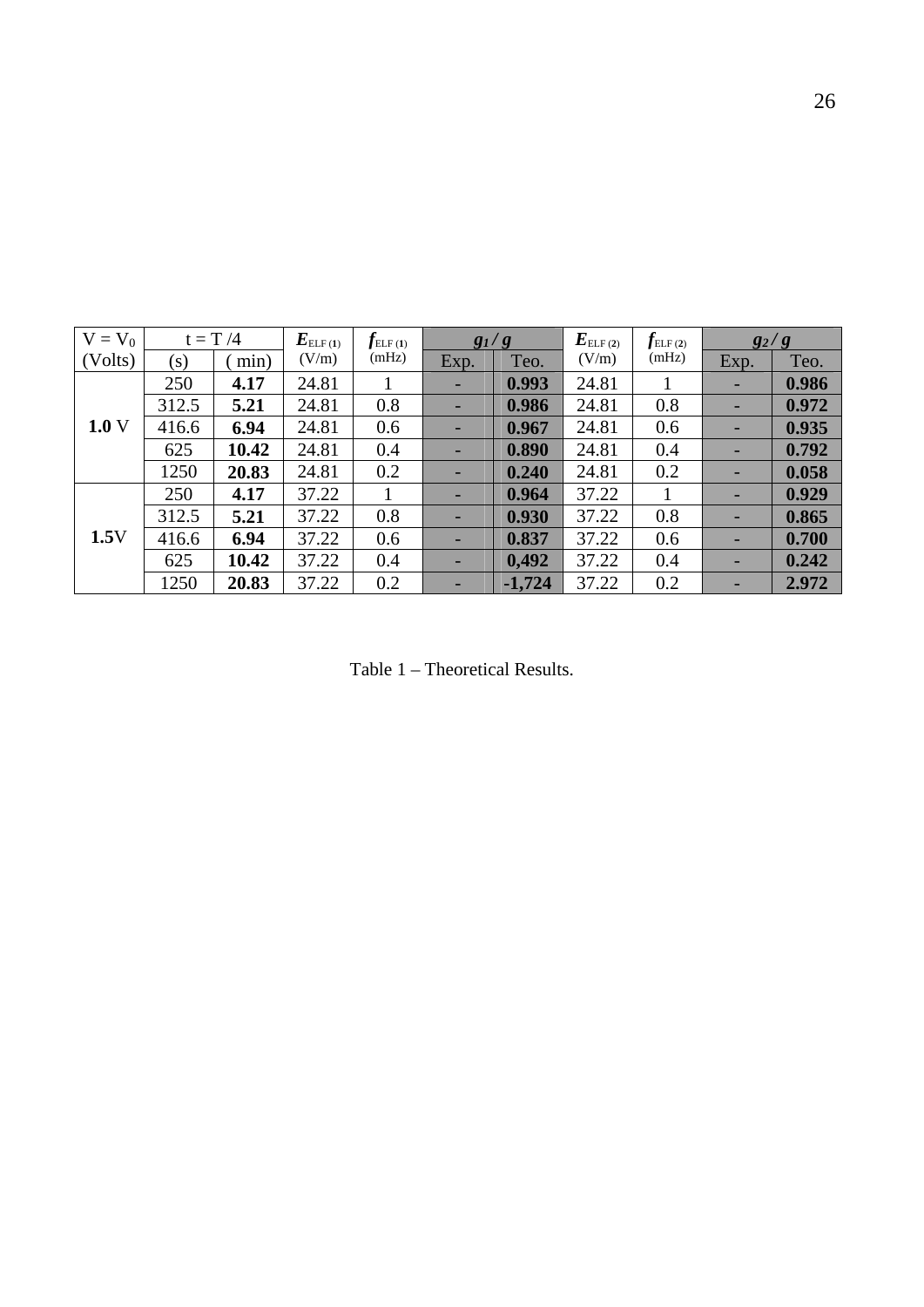| $V = V_0$ (Volts) | $t = T/4$ (s) | ( min) | $E_{ELF(1)}$ (V/m) | $f_{ELF(1)}$ (mHz) | $g_1/g$ Exp. | $g_1/g$ Teo. | $E_{ELF(2)}$ (V/m) | $f_{ELF(2)}$ (mHz) | $g_2/g$ Exp. | $g_2/g$ Teo. |
|---|---|---|---|---|---|---|---|---|---|---|
| **1.0** V | 250 | **4.17** | 24.81 | 1 | - | **0.993** | 24.81 | 1 | - | **0.986** |
| | 312.5 | **5.21** | 24.81 | 0.8 | - | **0.986** | 24.81 | 0.8 | - | **0.972** |
| | 416.6 | **6.94** | 24.81 | 0.6 | - | **0.967** | 24.81 | 0.6 | - | **0.935** |
| | 625 | **10.42** | 24.81 | 0.4 | - | **0.890** | 24.81 | 0.4 | - | **0.792** |
| | 1250 | **20.83** | 24.81 | 0.2 | - | **0.240** | 24.81 | 0.2 | - | **0.058** |
| **1.5**V | 250 | **4.17** | 37.22 | 1 | - | **0.964** | 37.22 | 1 | - | **0.929** |
| | 312.5 | **5.21** | 37.22 | 0.8 | - | **0.930** | 37.22 | 0.8 | - | **0.865** |
| | 416.6 | **6.94** | 37.22 | 0.6 | - | **0.837** | 37.22 | 0.6 | - | **0.700** |
| | 625 | **10.42** | 37.22 | 0.4 | - | **0,492** | 37.22 | 0.4 | - | **0.242** |
| | 1250 | **20.83** | 37.22 | 0.2 | - | **-1,724** | 37.22 | 0.2 | - | **2.972** |

Table 1 – Theoretical Results.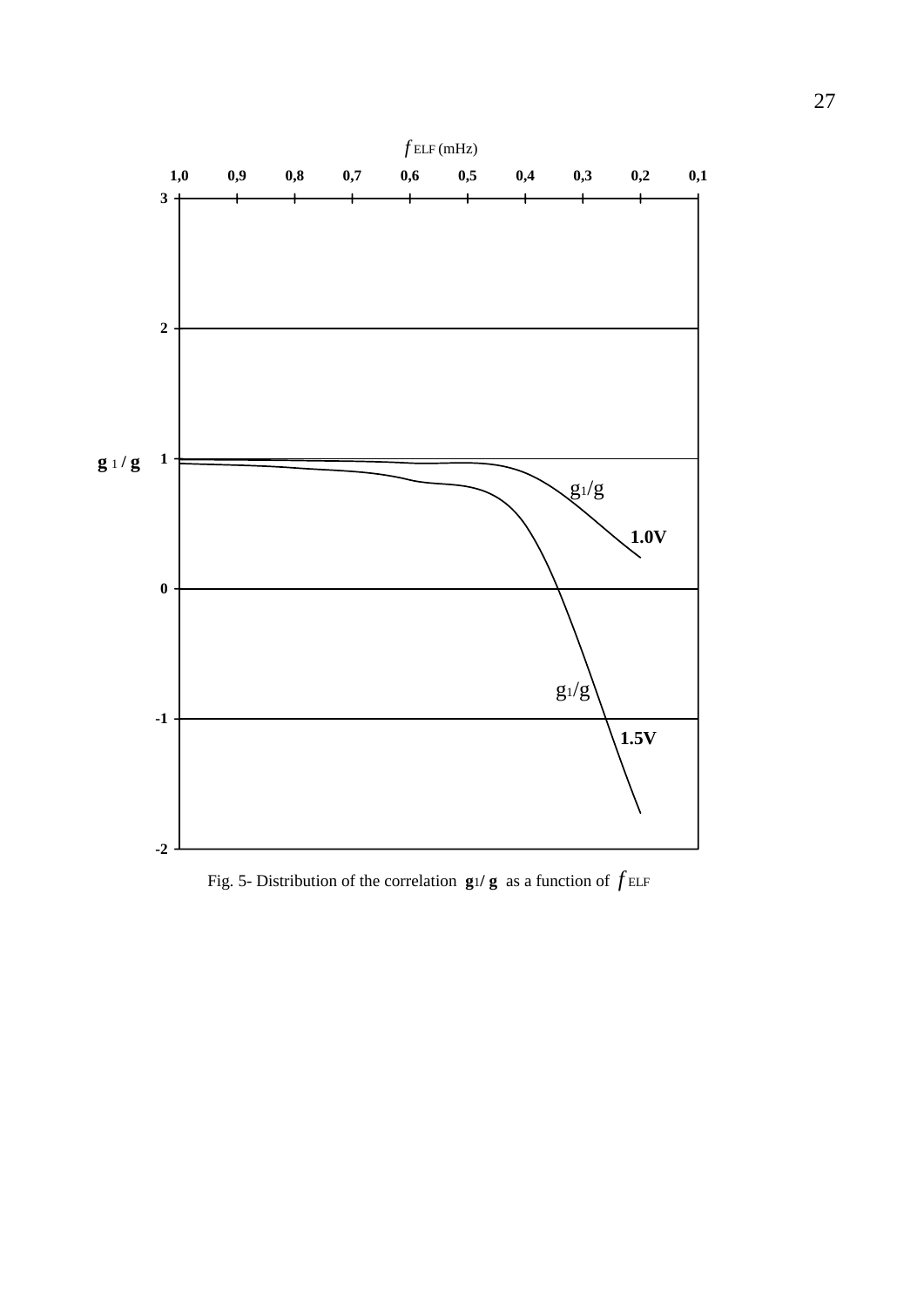Fig. 5- Distribution of the correlation $g_1/g$ as a function of $f_{ELF}$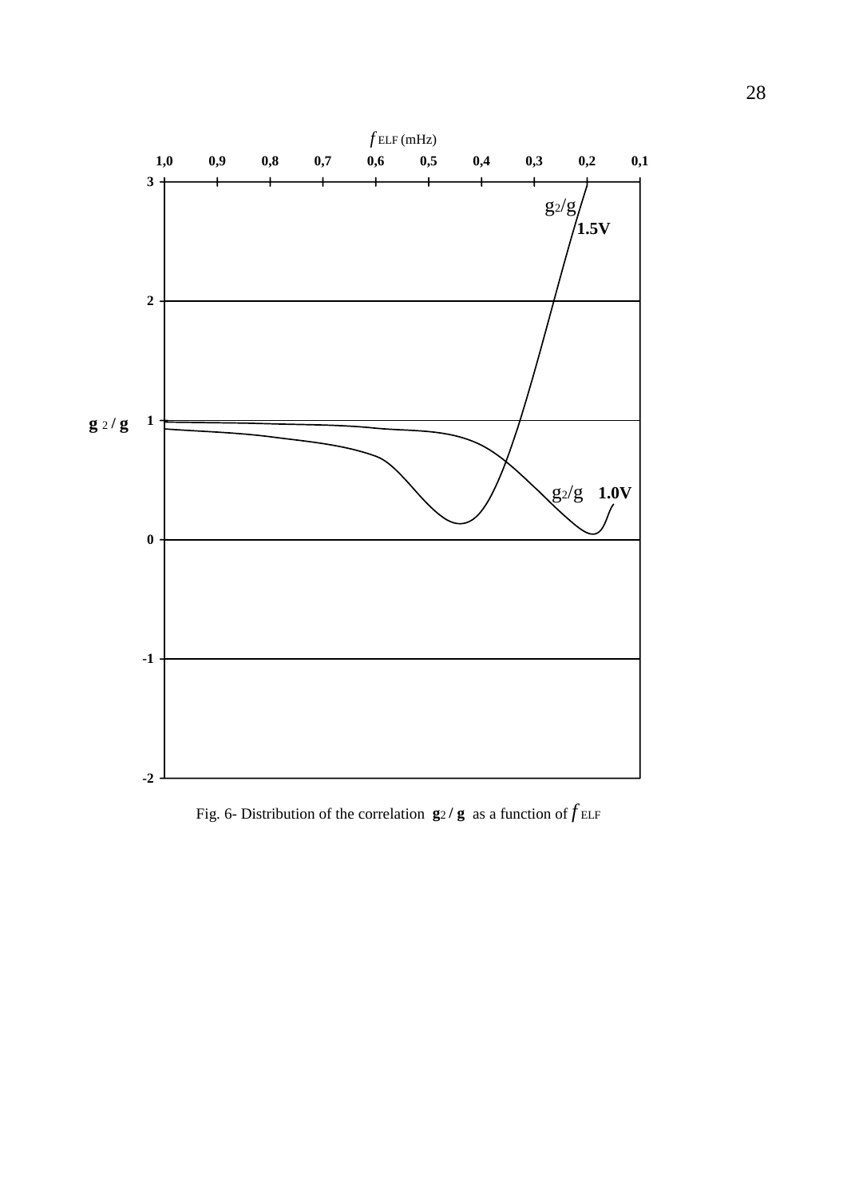Fig. 6- Distribution of the correlation $\mathbf{g}_2 / \mathbf{g}$ as a function of $f_{ELF}$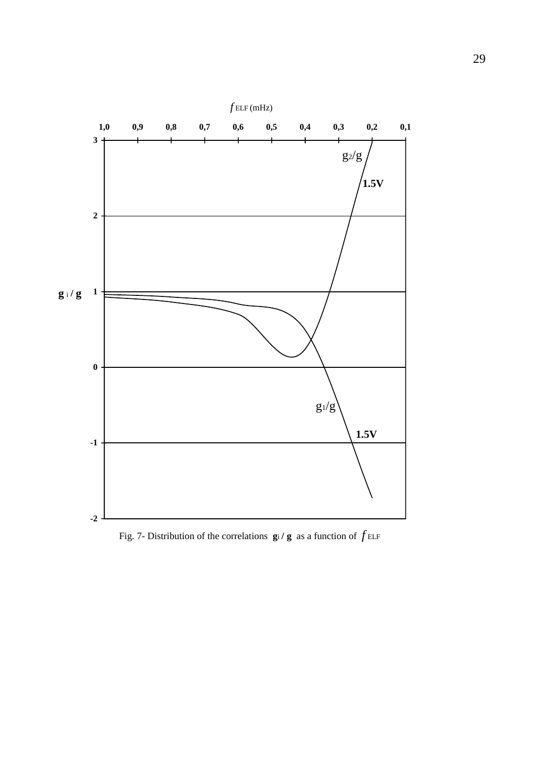Fig. 7- Distribution of the correlations $\mathbf{g}_i / \mathbf{g}$ as a function of $f_{ELF}$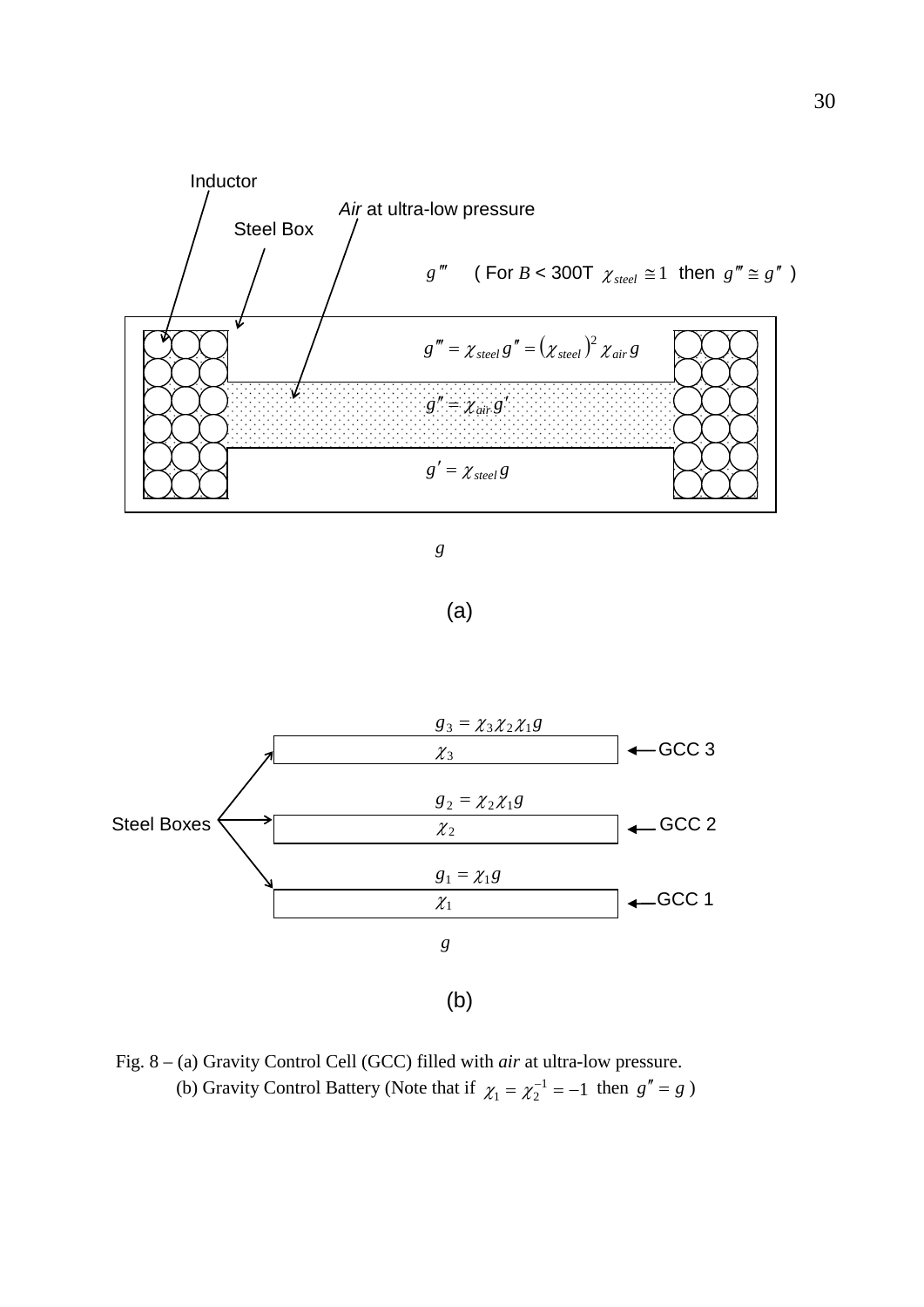Inductor

*Air* at ultra-low pressure

Steel Box

$g'''$ ( For $B$ < 300T $\chi_{steel} \cong 1$ then $g''' \cong g''$ )

$g''' = \chi_{steel}\, g'' = \left(\chi_{steel}\right)^2 \chi_{air}\, g$

$g'' = \chi_{air}\, g'$

$g' = \chi_{steel}\, g$

$g$

(a)

$g_3 = \chi_3 \chi_2 \chi_1 g$

$\chi_3$ ← GCC 3

$g_2 = \chi_2 \chi_1 g$

Steel Boxes

$\chi_2$ ← GCC 2

$g_1 = \chi_1 g$

$\chi_1$ ← GCC 1

$g$

(b)

Fig. 8 – (a) Gravity Control Cell (GCC) filled with *air* at ultra-low pressure.
(b) Gravity Control Battery (Note that if $\chi_1 = \chi_2^{-1} = -1$ then $g'' = g$ )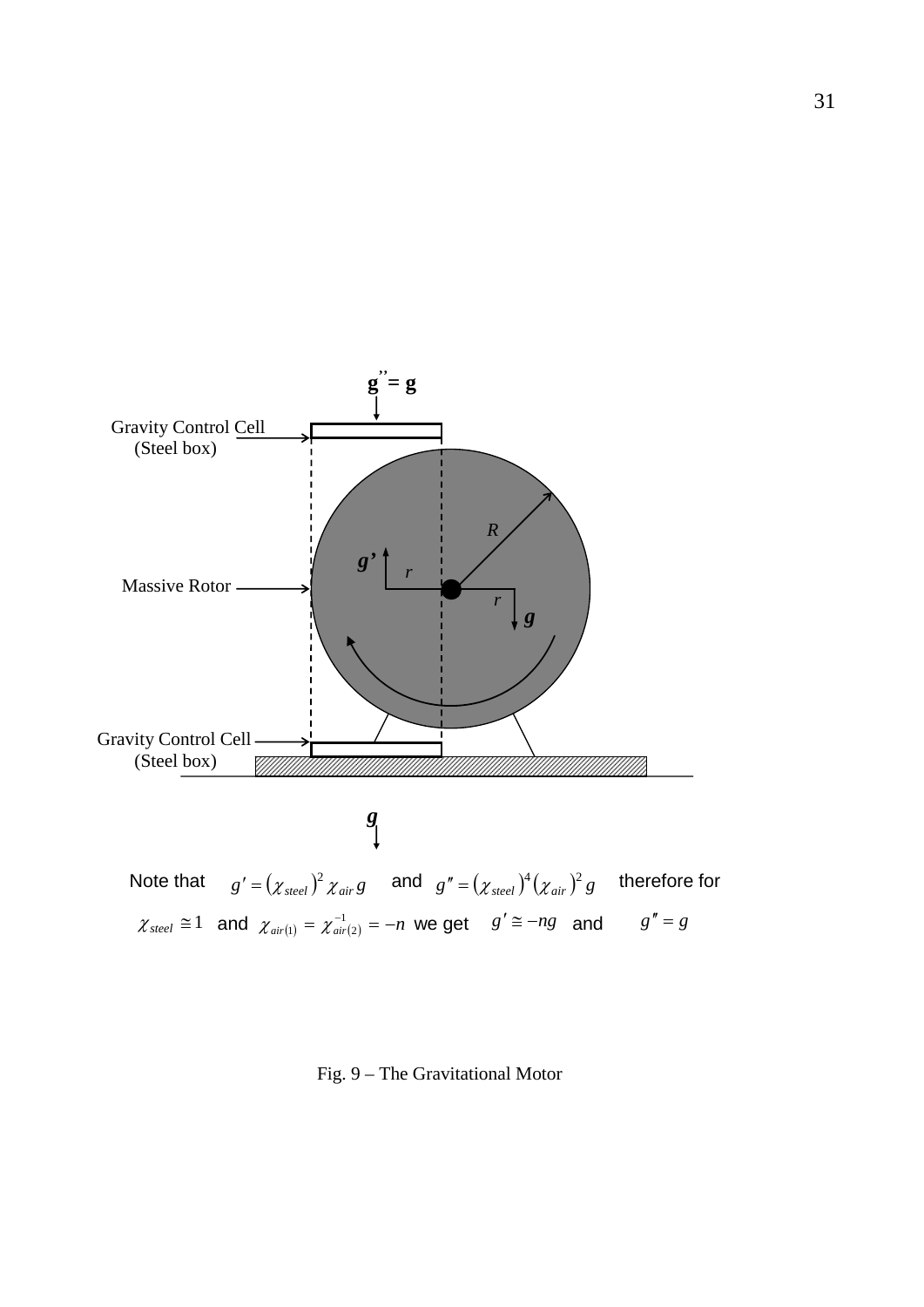g'' = g

Gravity Control Cell
(Steel box)

Massive Rotor

Gravity Control Cell
(Steel box)

R

g'

r

r

g

g

Note that $g' = (\chi_{steel})^2 \chi_{air} g$ and $g'' = (\chi_{steel})^4 (\chi_{air})^2 g$ therefore for $\chi_{steel} \cong 1$ and $\chi_{air(1)} = \chi^{-1}_{air(2)} = -n$ we get $g' \cong -ng$ and $g'' = g$

Fig. 9 – The Gravitational Motor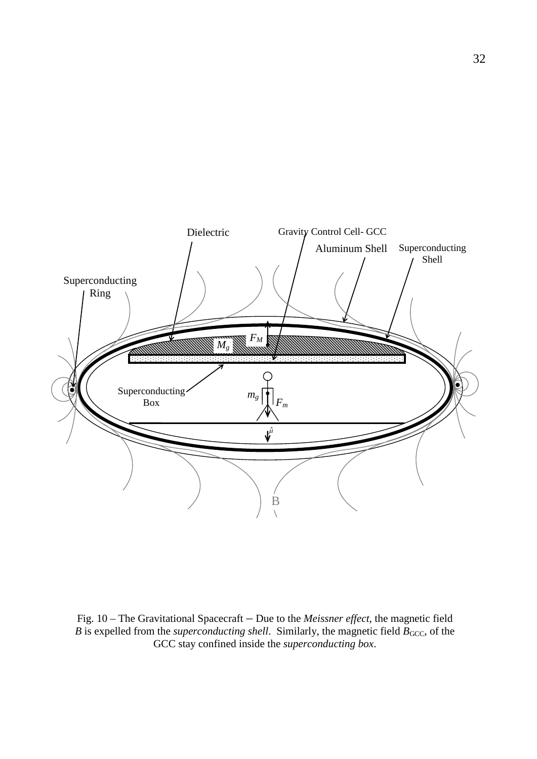Fig. 10 – The Gravitational Spacecraft − Due to the *Meissner effect*, the magnetic field $B$ is expelled from the *superconducting shell*. Similarly, the magnetic field $B_{GCC}$, of the GCC stay confined inside the *superconducting box*.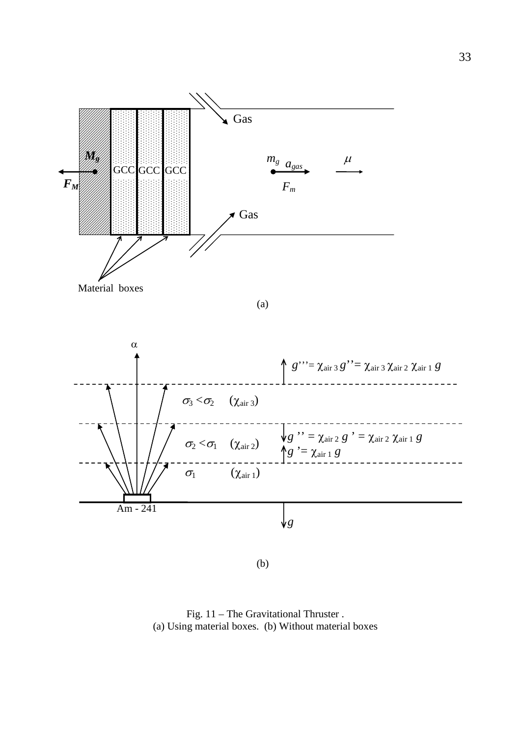Fig. 11 – The Gravitational Thruster .
(a) Using material boxes. (b) Without material boxes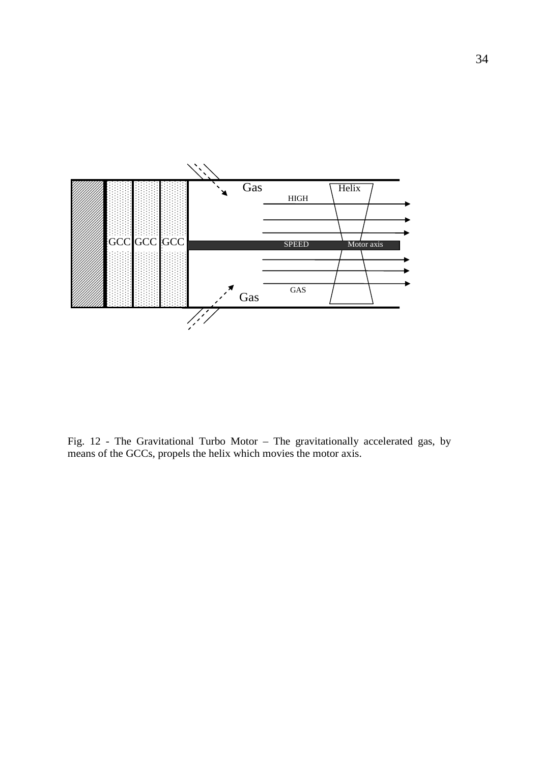Fig. 12 - The Gravitational Turbo Motor – The gravitationally accelerated gas, by means of the GCCs, propels the helix which movies the motor axis.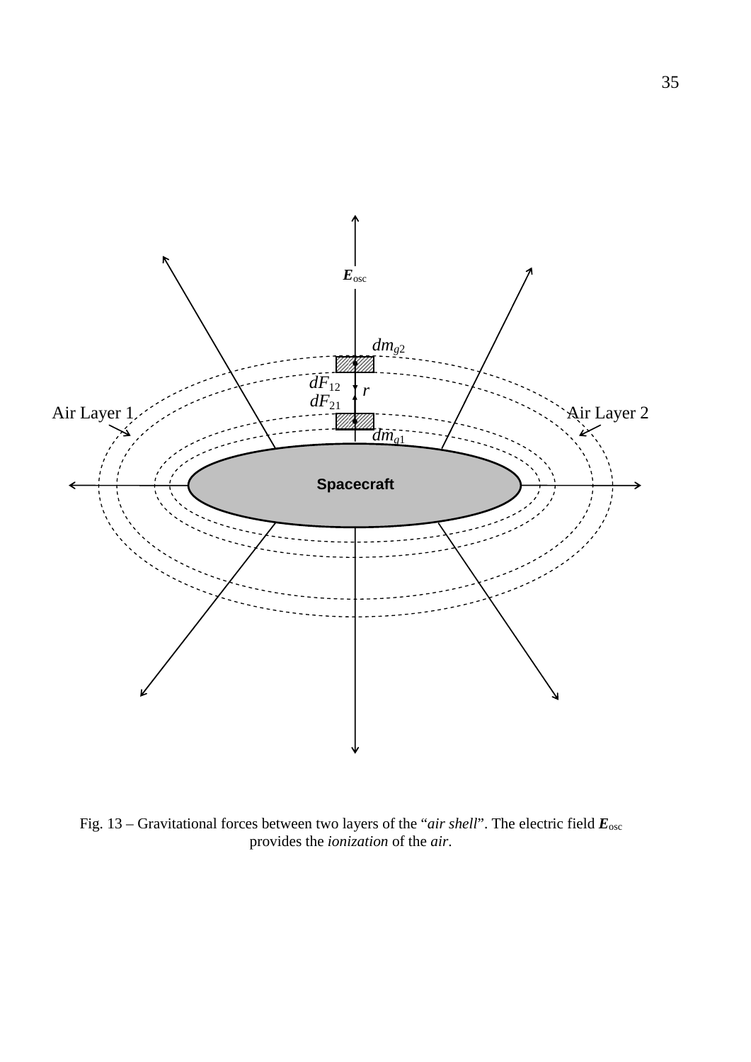Fig. 13 – Gravitational forces between two layers of the "*air shell*". The electric field $\boldsymbol{E}_{\text{osc}}$ provides the *ionization* of the *air*.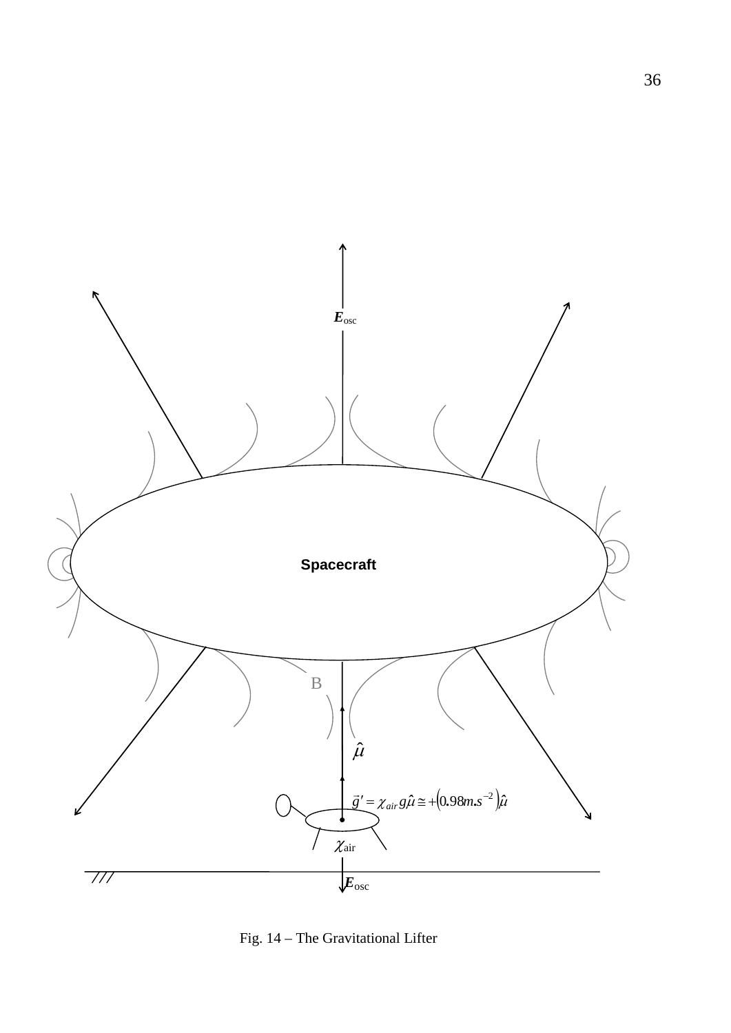$\boldsymbol{E}_{\text{osc}}$

**Spacecraft**

B

$\hat{\mu}$

$\vec{g}' = \chi_{air}\, g\hat{\mu} \cong +\left(0.98 m.s^{-2}\right)\hat{\mu}$

$\chi_{\text{air}}$

$\boldsymbol{E}_{\text{osc}}$

Fig. 14 – The Gravitational Lifter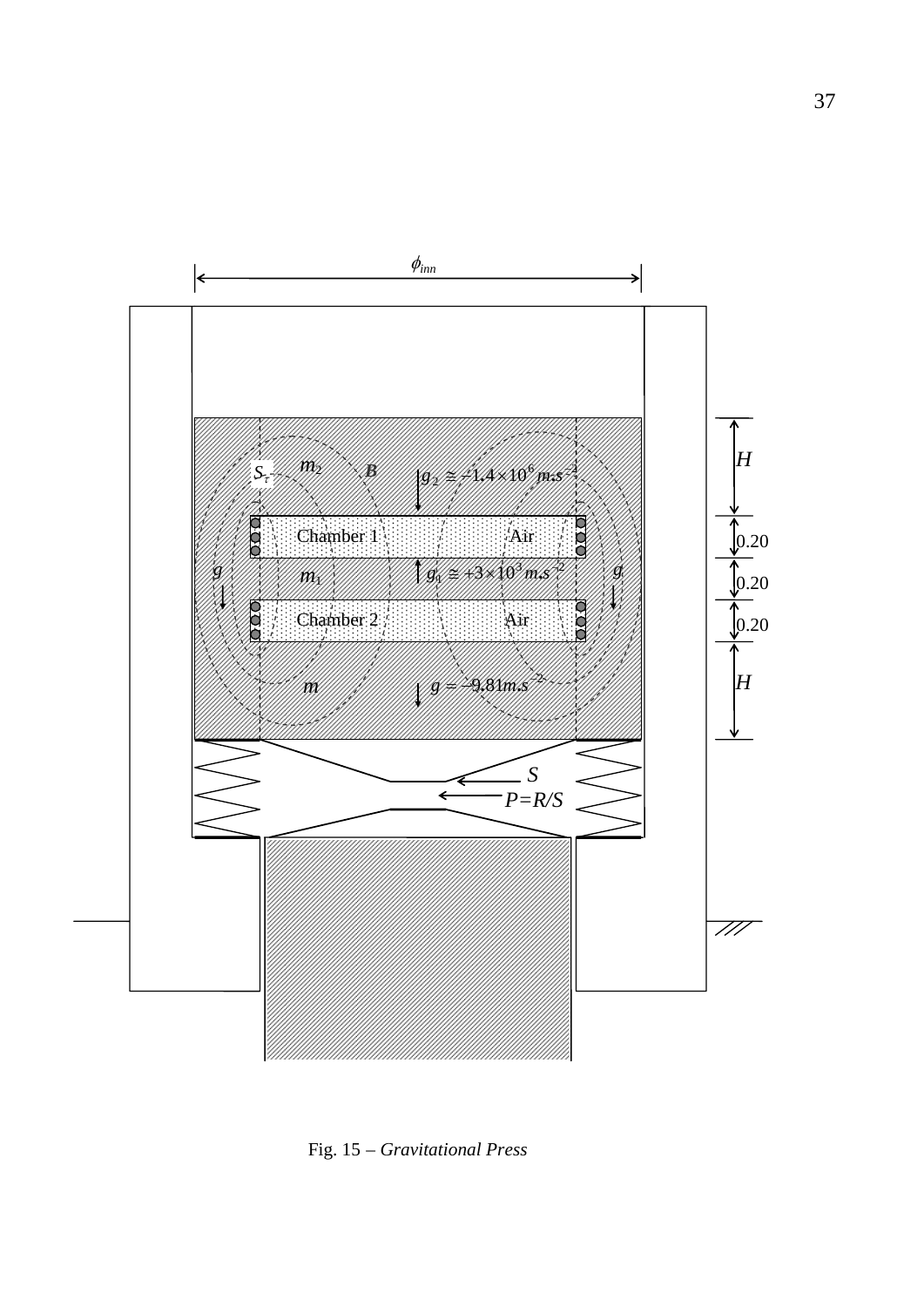Fig. 15 – *Gravitational Press*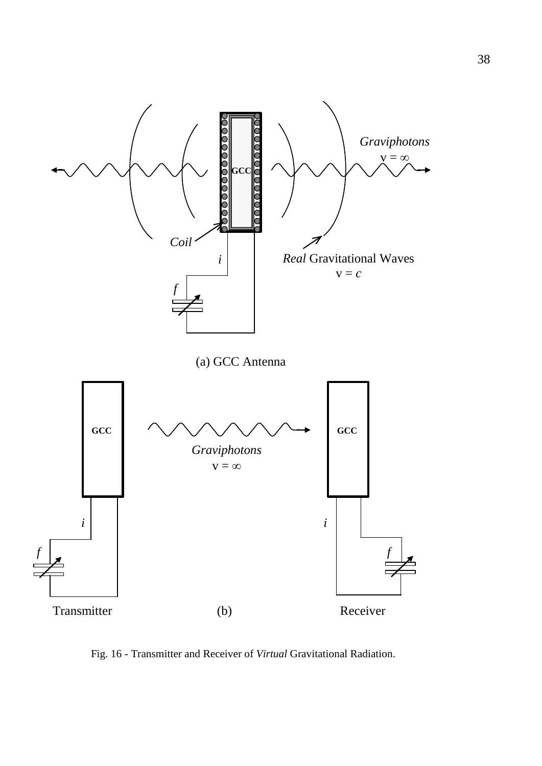Fig. 16 - Transmitter and Receiver of *Virtual* Gravitational Radiation.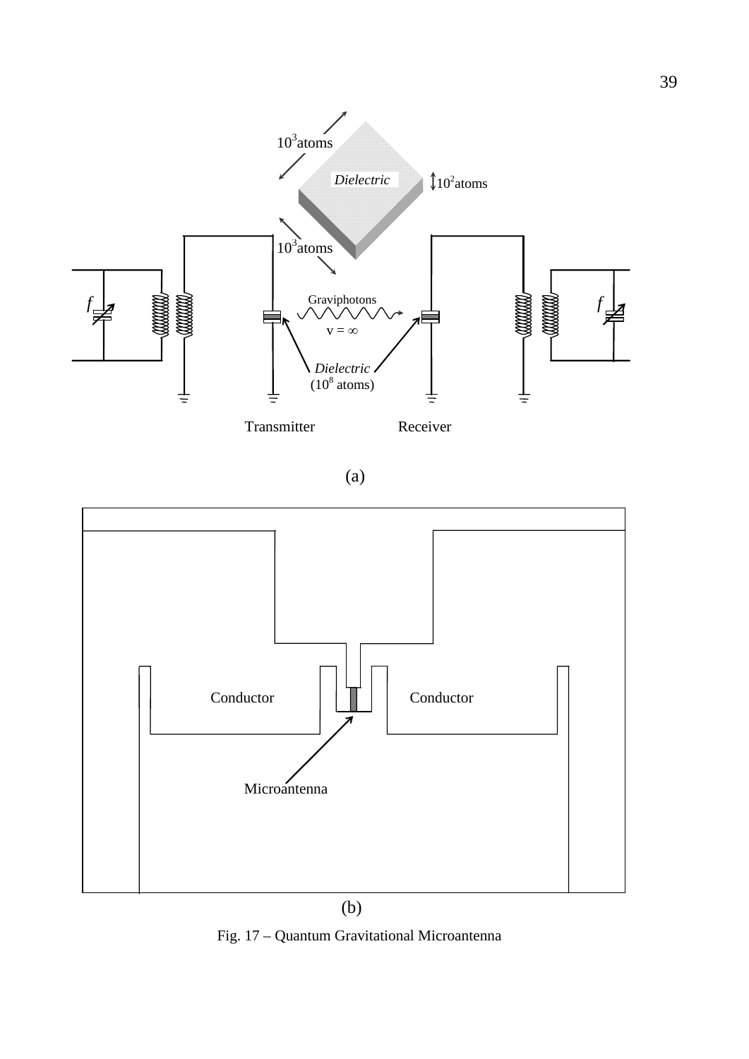Fig. 17 – Quantum Gravitational Microantenna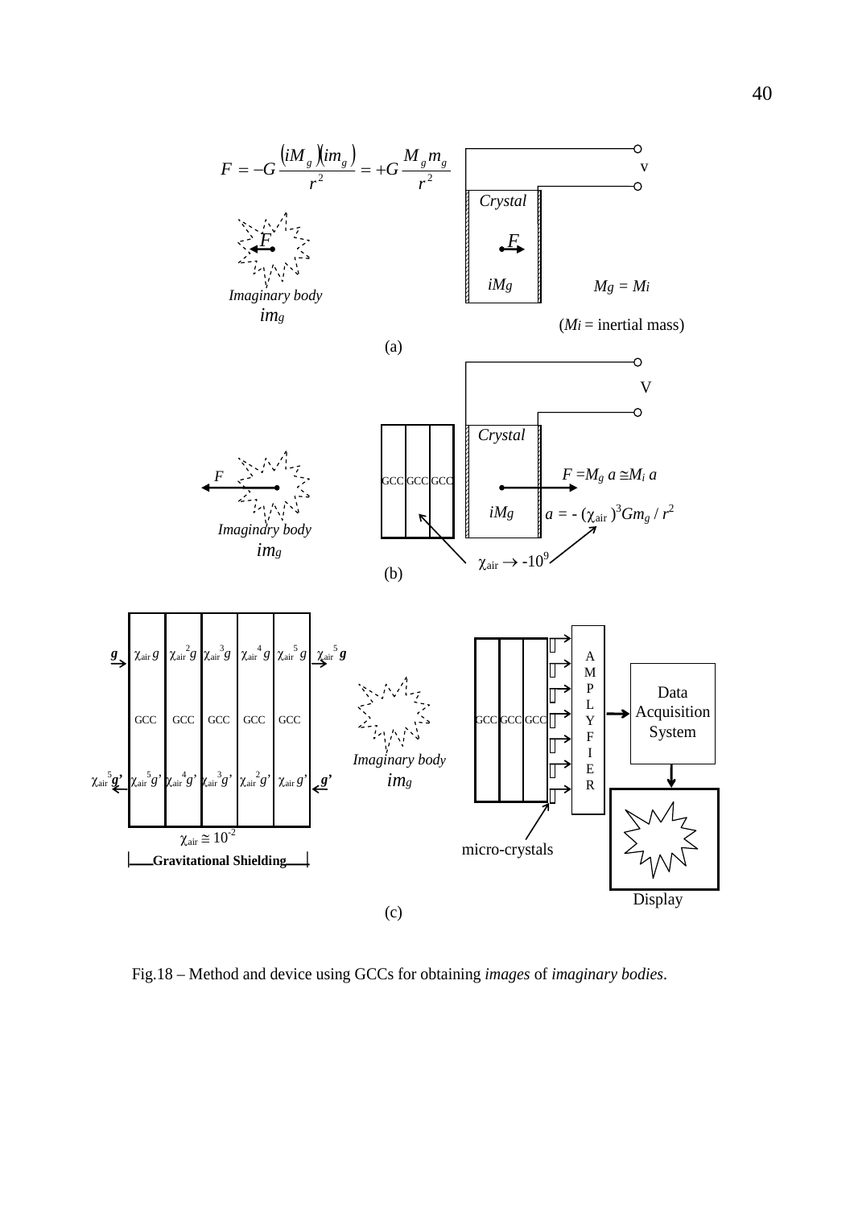$$F = -G\frac{(iM_g)(im_g)}{r^2} = +G\frac{M_g m_g}{r^2}$$

Crystal

$iM_g$

$M_g = M_i$

($M_i$ = inertial mass)

Imaginary body $im_g$

(a)

$F = M_g a \cong M_i a$

$a = -(\chi_{air})^3 G m_g / r^2$

$\chi_{air} \to -10^9$

Imaginary body $im_g$

(b)

$\chi_{air} \cong 10^{-2}$

Gravitational Shielding

Imaginary body $im_g$

micro-crystals

AMPLYFIER

Data Acquisition System

Display

(c)

Fig.18 – Method and device using GCCs for obtaining *images* of *imaginary bodies*.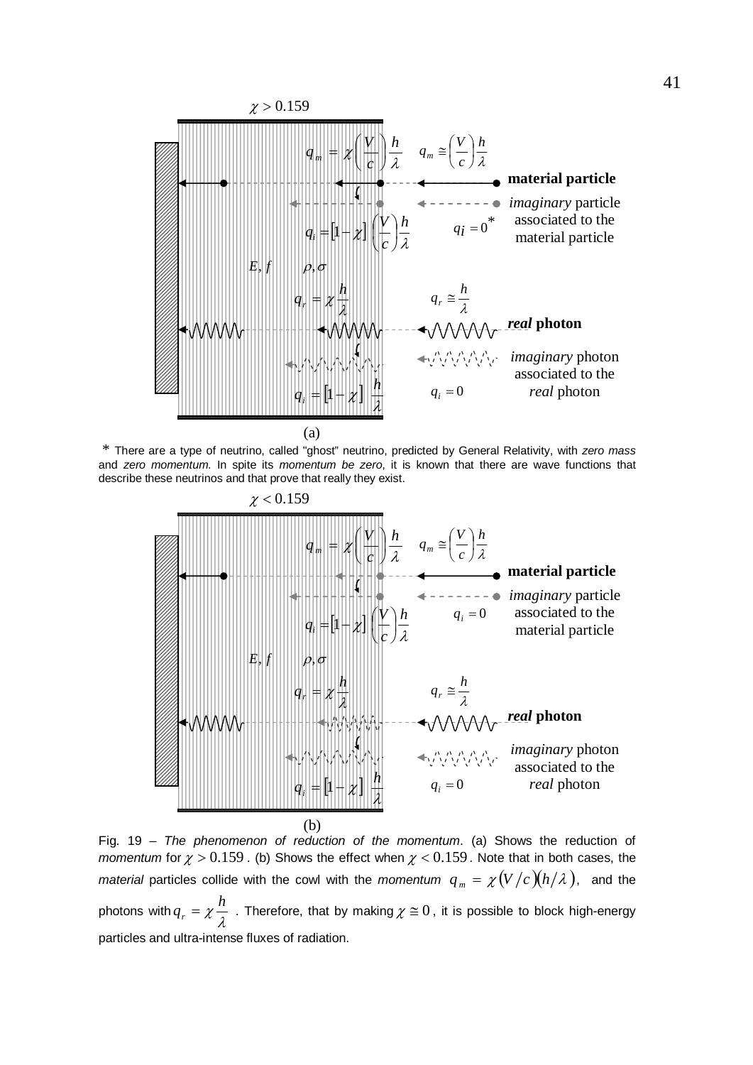$\chi > 0.159$

$q_m = \chi\left(\frac{V}{c}\right)\frac{h}{\lambda}$

$q_m \cong \left(\frac{V}{c}\right)\frac{h}{\lambda}$

**material particle**

*imaginary* particle associated to the material particle

$q_i = [1-\chi]\left(\frac{V}{c}\right)\frac{h}{\lambda}$

$q_i = 0^*$

$E, f$

$\rho, \sigma$

$q_r = \chi\frac{h}{\lambda}$

$q_r \cong \frac{h}{\lambda}$

***real* photon**

*imaginary* photon associated to the *real* photon

$q_i = [1-\chi]\frac{h}{\lambda}$

$q_i = 0$

(a)

\* There are a type of neutrino, called "ghost" neutrino, predicted by General Relativity, with *zero mass* and *zero momentum*. In spite its *momentum be zero*, it is known that there are wave functions that describe these neutrinos and that prove that really they exist.

$\chi < 0.159$

$q_m = \chi\left(\frac{V}{c}\right)\frac{h}{\lambda}$

$q_m \cong \left(\frac{V}{c}\right)\frac{h}{\lambda}$

**material particle**

*imaginary* particle associated to the material particle

$q_i = [1-\chi]\left(\frac{V}{c}\right)\frac{h}{\lambda}$

$q_i = 0$

$E, f$

$\rho, \sigma$

$q_r = \chi\frac{h}{\lambda}$

$q_r \cong \frac{h}{\lambda}$

***real* photon**

*imaginary* photon associated to the *real* photon

$q_i = [1-\chi]\frac{h}{\lambda}$

$q_i = 0$

(b)

Fig. 19 – *The phenomenon of reduction of the momentum*. (a) Shows the reduction of *momentum* for $\chi > 0.159$. (b) Shows the effect when $\chi < 0.159$. Note that in both cases, the *material* particles collide with the cowl with the *momentum* $q_m = \chi(V/c)(h/\lambda)$, and the photons with $q_r = \chi\frac{h}{\lambda}$. Therefore, that by making $\chi \cong 0$, it is possible to block high-energy particles and ultra-intense fluxes of radiation.